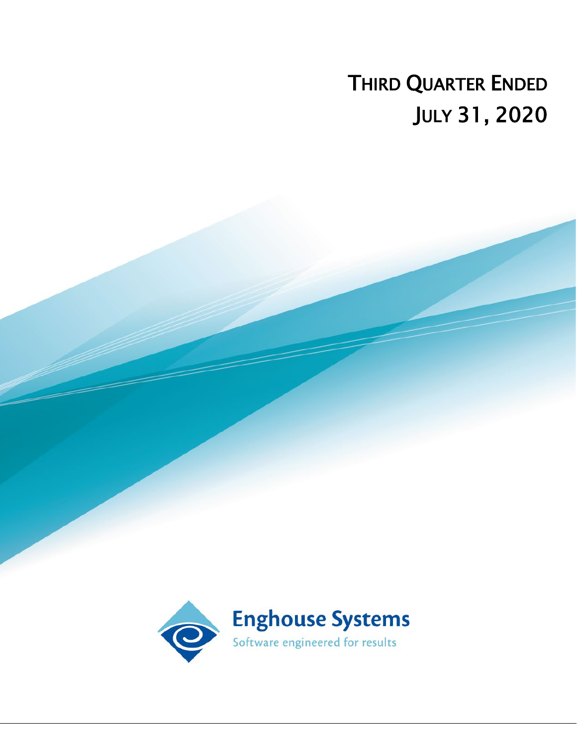# THIRD QUARTER ENDED JULY 31, 2020

Enghouse Systems

Software engineered for results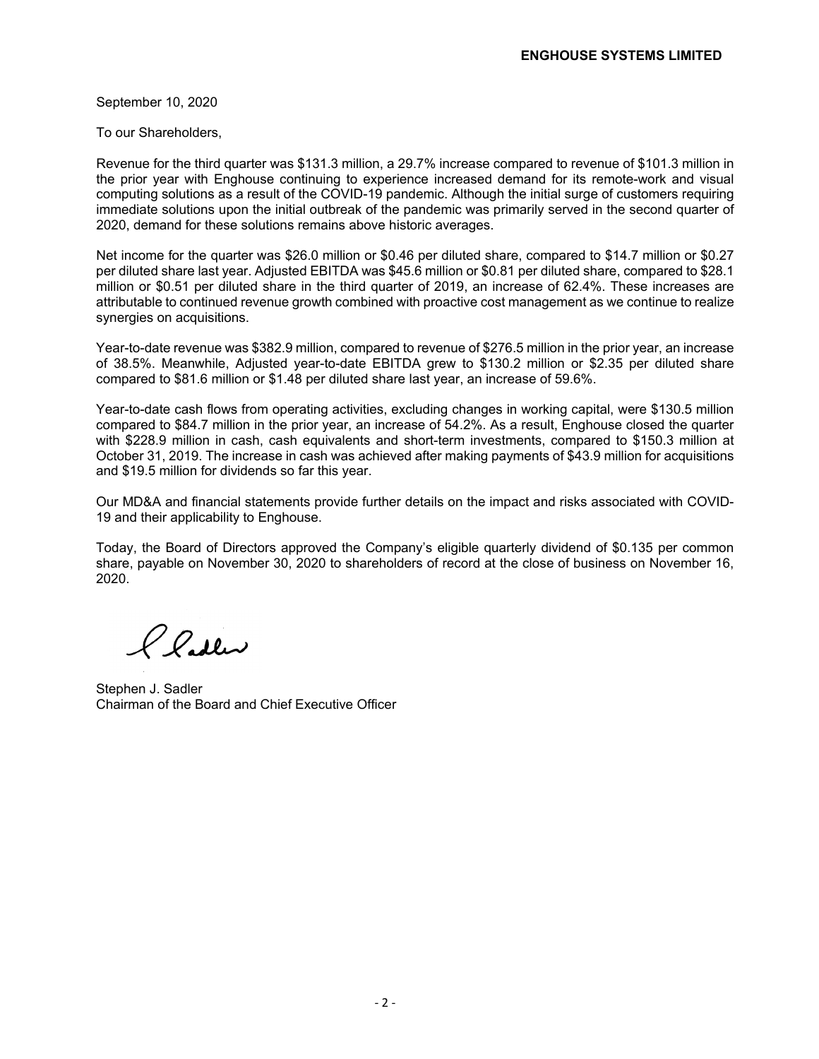**ENGHOUSE SYSTEMS LIMITED**

September 10, 2020

To our Shareholders,

Revenue for the third quarter was $131.3 million, a 29.7% increase compared to revenue of $101.3 million in the prior year with Enghouse continuing to experience increased demand for its remote-work and visual computing solutions as a result of the COVID-19 pandemic. Although the initial surge of customers requiring immediate solutions upon the initial outbreak of the pandemic was primarily served in the second quarter of 2020, demand for these solutions remains above historic averages.

Net income for the quarter was $26.0 million or $0.46 per diluted share, compared to $14.7 million or $0.27 per diluted share last year. Adjusted EBITDA was $45.6 million or $0.81 per diluted share, compared to $28.1 million or $0.51 per diluted share in the third quarter of 2019, an increase of 62.4%. These increases are attributable to continued revenue growth combined with proactive cost management as we continue to realize synergies on acquisitions.

Year-to-date revenue was $382.9 million, compared to revenue of $276.5 million in the prior year, an increase of 38.5%. Meanwhile, Adjusted year-to-date EBITDA grew to $130.2 million or $2.35 per diluted share compared to $81.6 million or $1.48 per diluted share last year, an increase of 59.6%.

Year-to-date cash flows from operating activities, excluding changes in working capital, were $130.5 million compared to $84.7 million in the prior year, an increase of 54.2%. As a result, Enghouse closed the quarter with $228.9 million in cash, cash equivalents and short-term investments, compared to $150.3 million at October 31, 2019. The increase in cash was achieved after making payments of $43.9 million for acquisitions and $19.5 million for dividends so far this year.

Our MD&A and financial statements provide further details on the impact and risks associated with COVID-19 and their applicability to Enghouse.

Today, the Board of Directors approved the Company's eligible quarterly dividend of $0.135 per common share, payable on November 30, 2020 to shareholders of record at the close of business on November 16, 2020.

Stephen J. Sadler
Chairman of the Board and Chief Executive Officer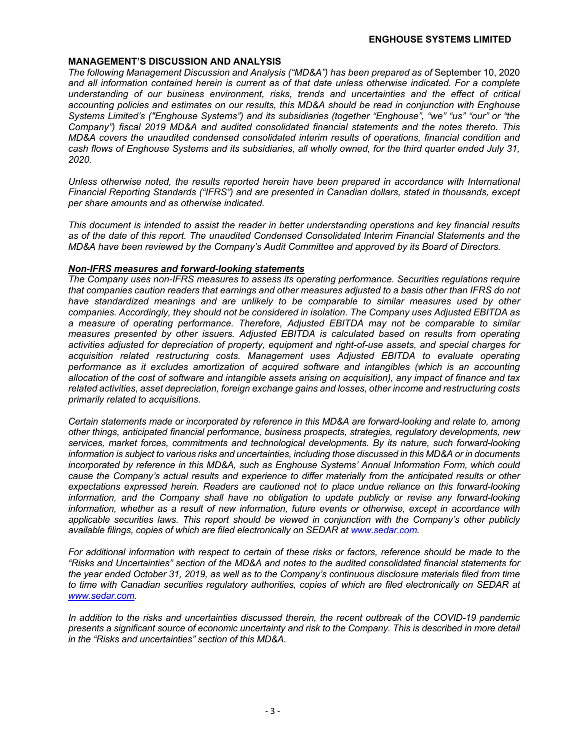## MANAGEMENT'S DISCUSSION AND ANALYSIS

*The following Management Discussion and Analysis ("MD&A") has been prepared as of* September 10, 2020 *and all information contained herein is current as of that date unless otherwise indicated. For a complete understanding of our business environment, risks, trends and uncertainties and the effect of critical accounting policies and estimates on our results, this MD&A should be read in conjunction with Enghouse Systems Limited's ("Enghouse Systems") and its subsidiaries (together "Enghouse", "we" "us" "our" or "the Company") fiscal 2019 MD&A and audited consolidated financial statements and the notes thereto. This MD&A covers the unaudited condensed consolidated interim results of operations, financial condition and cash flows of Enghouse Systems and its subsidiaries, all wholly owned, for the third quarter ended July 31, 2020.*

*Unless otherwise noted, the results reported herein have been prepared in accordance with International Financial Reporting Standards ("IFRS") and are presented in Canadian dollars, stated in thousands, except per share amounts and as otherwise indicated.*

*This document is intended to assist the reader in better understanding operations and key financial results as of the date of this report. The unaudited Condensed Consolidated Interim Financial Statements and the MD&A have been reviewed by the Company's Audit Committee and approved by its Board of Directors.*

### ***Non-IFRS measures and forward-looking statements***

*The Company uses non-IFRS measures to assess its operating performance. Securities regulations require that companies caution readers that earnings and other measures adjusted to a basis other than IFRS do not have standardized meanings and are unlikely to be comparable to similar measures used by other companies. Accordingly, they should not be considered in isolation. The Company uses Adjusted EBITDA as a measure of operating performance. Therefore, Adjusted EBITDA may not be comparable to similar measures presented by other issuers. Adjusted EBITDA is calculated based on results from operating activities adjusted for depreciation of property, equipment and right-of-use assets, and special charges for acquisition related restructuring costs. Management uses Adjusted EBITDA to evaluate operating performance as it excludes amortization of acquired software and intangibles (which is an accounting allocation of the cost of software and intangible assets arising on acquisition), any impact of finance and tax related activities, asset depreciation, foreign exchange gains and losses, other income and restructuring costs primarily related to acquisitions.*

*Certain statements made or incorporated by reference in this MD&A are forward-looking and relate to, among other things, anticipated financial performance, business prospects, strategies, regulatory developments, new services, market forces, commitments and technological developments. By its nature, such forward-looking information is subject to various risks and uncertainties, including those discussed in this MD&A or in documents incorporated by reference in this MD&A, such as Enghouse Systems' Annual Information Form, which could cause the Company's actual results and experience to differ materially from the anticipated results or other expectations expressed herein. Readers are cautioned not to place undue reliance on this forward-looking information, and the Company shall have no obligation to update publicly or revise any forward-looking information, whether as a result of new information, future events or otherwise, except in accordance with applicable securities laws. This report should be viewed in conjunction with the Company's other publicly available filings, copies of which are filed electronically on SEDAR at [www.sedar.com](http://www.sedar.com).*

*For additional information with respect to certain of these risks or factors, reference should be made to the "Risks and Uncertainties" section of the MD&A and notes to the audited consolidated financial statements for the year ended October 31, 2019, as well as to the Company's continuous disclosure materials filed from time to time with Canadian securities regulatory authorities, copies of which are filed electronically on SEDAR at [www.sedar.com](http://www.sedar.com).*

*In addition to the risks and uncertainties discussed therein, the recent outbreak of the COVID-19 pandemic presents a significant source of economic uncertainty and risk to the Company. This is described in more detail in the "Risks and uncertainties" section of this MD&A.*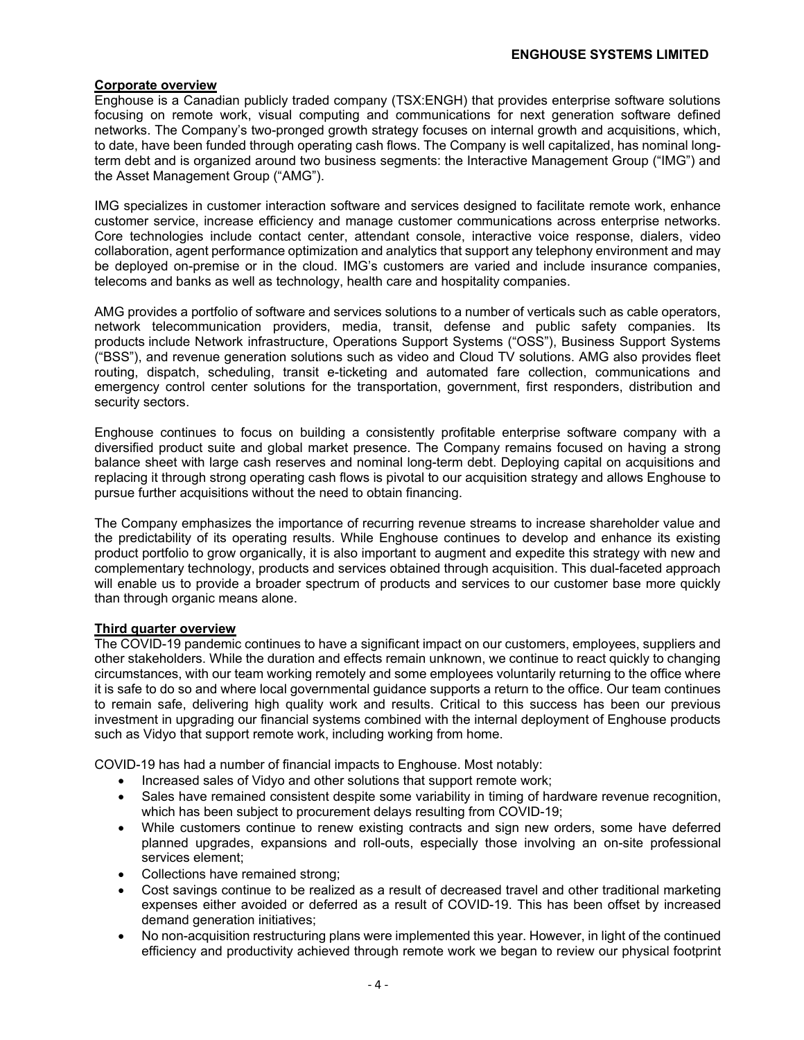## Corporate overview

Enghouse is a Canadian publicly traded company (TSX:ENGH) that provides enterprise software solutions focusing on remote work, visual computing and communications for next generation software defined networks. The Company's two-pronged growth strategy focuses on internal growth and acquisitions, which, to date, have been funded through operating cash flows. The Company is well capitalized, has nominal long-term debt and is organized around two business segments: the Interactive Management Group ("IMG") and the Asset Management Group ("AMG").

IMG specializes in customer interaction software and services designed to facilitate remote work, enhance customer service, increase efficiency and manage customer communications across enterprise networks. Core technologies include contact center, attendant console, interactive voice response, dialers, video collaboration, agent performance optimization and analytics that support any telephony environment and may be deployed on-premise or in the cloud. IMG's customers are varied and include insurance companies, telecoms and banks as well as technology, health care and hospitality companies.

AMG provides a portfolio of software and services solutions to a number of verticals such as cable operators, network telecommunication providers, media, transit, defense and public safety companies. Its products include Network infrastructure, Operations Support Systems ("OSS"), Business Support Systems ("BSS"), and revenue generation solutions such as video and Cloud TV solutions. AMG also provides fleet routing, dispatch, scheduling, transit e-ticketing and automated fare collection, communications and emergency control center solutions for the transportation, government, first responders, distribution and security sectors.

Enghouse continues to focus on building a consistently profitable enterprise software company with a diversified product suite and global market presence. The Company remains focused on having a strong balance sheet with large cash reserves and nominal long-term debt. Deploying capital on acquisitions and replacing it through strong operating cash flows is pivotal to our acquisition strategy and allows Enghouse to pursue further acquisitions without the need to obtain financing.

The Company emphasizes the importance of recurring revenue streams to increase shareholder value and the predictability of its operating results. While Enghouse continues to develop and enhance its existing product portfolio to grow organically, it is also important to augment and expedite this strategy with new and complementary technology, products and services obtained through acquisition. This dual-faceted approach will enable us to provide a broader spectrum of products and services to our customer base more quickly than through organic means alone.

## Third quarter overview

The COVID-19 pandemic continues to have a significant impact on our customers, employees, suppliers and other stakeholders. While the duration and effects remain unknown, we continue to react quickly to changing circumstances, with our team working remotely and some employees voluntarily returning to the office where it is safe to do so and where local governmental guidance supports a return to the office. Our team continues to remain safe, delivering high quality work and results. Critical to this success has been our previous investment in upgrading our financial systems combined with the internal deployment of Enghouse products such as Vidyo that support remote work, including working from home.

COVID-19 has had a number of financial impacts to Enghouse. Most notably:

- Increased sales of Vidyo and other solutions that support remote work;
- Sales have remained consistent despite some variability in timing of hardware revenue recognition, which has been subject to procurement delays resulting from COVID-19;
- While customers continue to renew existing contracts and sign new orders, some have deferred planned upgrades, expansions and roll-outs, especially those involving an on-site professional services element;
- Collections have remained strong;
- Cost savings continue to be realized as a result of decreased travel and other traditional marketing expenses either avoided or deferred as a result of COVID-19. This has been offset by increased demand generation initiatives;
- No non-acquisition restructuring plans were implemented this year. However, in light of the continued efficiency and productivity achieved through remote work we began to review our physical footprint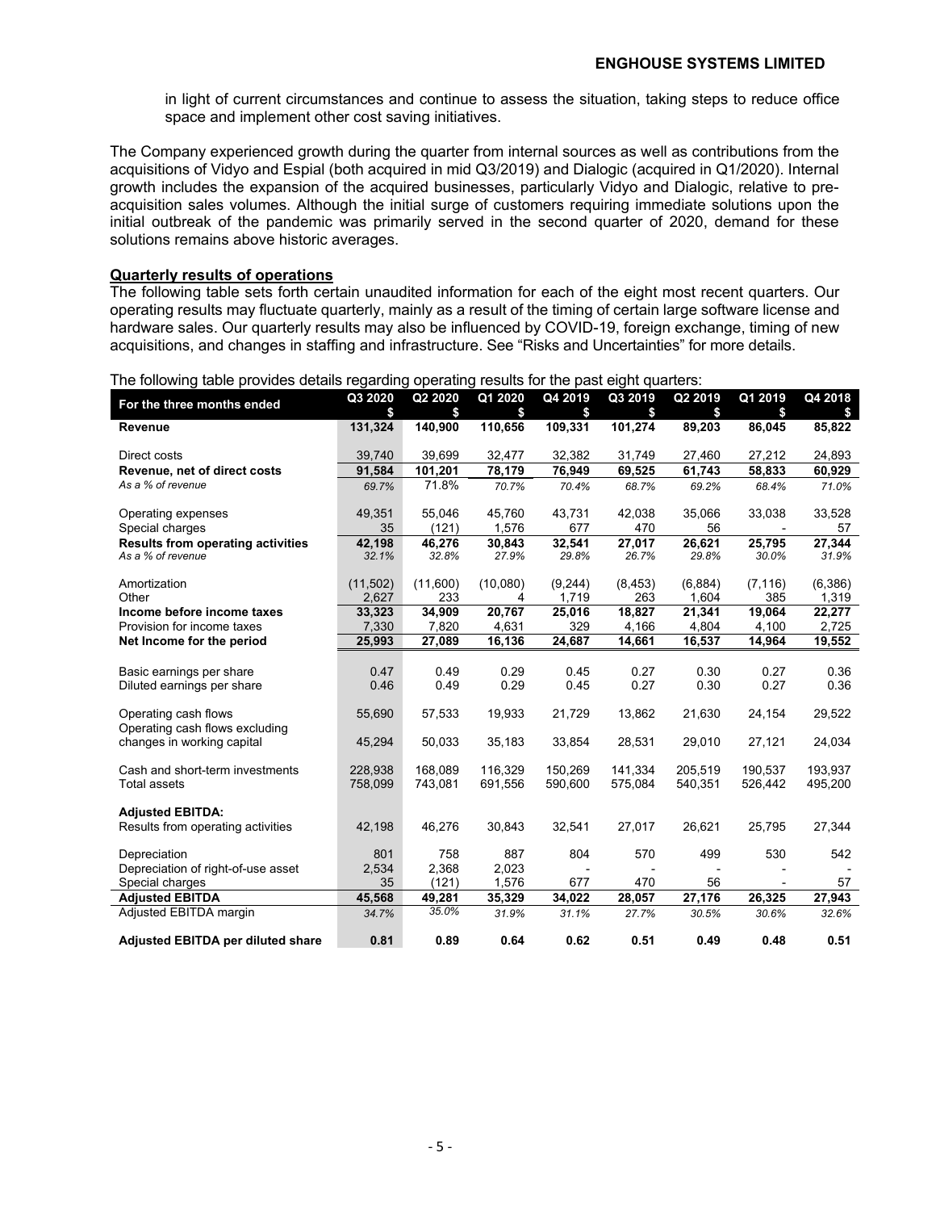in light of current circumstances and continue to assess the situation, taking steps to reduce office space and implement other cost saving initiatives.

The Company experienced growth during the quarter from internal sources as well as contributions from the acquisitions of Vidyo and Espial (both acquired in mid Q3/2019) and Dialogic (acquired in Q1/2020). Internal growth includes the expansion of the acquired businesses, particularly Vidyo and Dialogic, relative to pre-acquisition sales volumes. Although the initial surge of customers requiring immediate solutions upon the initial outbreak of the pandemic was primarily served in the second quarter of 2020, demand for these solutions remains above historic averages.

**Quarterly results of operations**

The following table sets forth certain unaudited information for each of the eight most recent quarters. Our operating results may fluctuate quarterly, mainly as a result of the timing of certain large software license and hardware sales. Our quarterly results may also be influenced by COVID-19, foreign exchange, timing of new acquisitions, and changes in staffing and infrastructure. See "Risks and Uncertainties" for more details.

The following table provides details regarding operating results for the past eight quarters:

| For the three months ended | Q3 2020 $ | Q2 2020 $ | Q1 2020 $ | Q4 2019 $ | Q3 2019 $ | Q2 2019 $ | Q1 2019 $ | Q4 2018 $ |
|---|---|---|---|---|---|---|---|---|
| **Revenue** | **131,324** | **140,900** | **110,656** | **109,331** | **101,274** | **89,203** | **86,045** | **85,822** |
| Direct costs | 39,740 | 39,699 | 32,477 | 32,382 | 31,749 | 27,460 | 27,212 | 24,893 |
| **Revenue, net of direct costs** | **91,584** | **101,201** | **78,179** | **76,949** | **69,525** | **61,743** | **58,833** | **60,929** |
| *As a % of revenue* | *69.7%* | 71.8% | *70.7%* | *70.4%* | *68.7%* | *69.2%* | *68.4%* | *71.0%* |
| Operating expenses | 49,351 | 55,046 | 45,760 | 43,731 | 42,038 | 35,066 | 33,038 | 33,528 |
| Special charges | 35 | (121) | 1,576 | 677 | 470 | 56 | - | 57 |
| **Results from operating activities** | **42,198** | **46,276** | **30,843** | **32,541** | **27,017** | **26,621** | **25,795** | **27,344** |
| *As a % of revenue* | *32.1%* | *32.8%* | *27.9%* | *29.8%* | *26.7%* | *29.8%* | *30.0%* | *31.9%* |
| Amortization | (11,502) | (11,600) | (10,080) | (9,244) | (8,453) | (6,884) | (7,116) | (6,386) |
| Other | 2,627 | 233 | 4 | 1,719 | 263 | 1,604 | 385 | 1,319 |
| **Income before income taxes** | **33,323** | **34,909** | **20,767** | **25,016** | **18,827** | **21,341** | **19,064** | **22,277** |
| Provision for income taxes | 7,330 | 7,820 | 4,631 | 329 | 4,166 | 4,804 | 4,100 | 2,725 |
| **Net Income for the period** | **25,993** | **27,089** | **16,136** | **24,687** | **14,661** | **16,537** | **14,964** | **19,552** |
| Basic earnings per share | 0.47 | 0.49 | 0.29 | 0.45 | 0.27 | 0.30 | 0.27 | 0.36 |
| Diluted earnings per share | 0.46 | 0.49 | 0.29 | 0.45 | 0.27 | 0.30 | 0.27 | 0.36 |
| Operating cash flows | 55,690 | 57,533 | 19,933 | 21,729 | 13,862 | 21,630 | 24,154 | 29,522 |
| Operating cash flows excluding changes in working capital | 45,294 | 50,033 | 35,183 | 33,854 | 28,531 | 29,010 | 27,121 | 24,034 |
| Cash and short-term investments | 228,938 | 168,089 | 116,329 | 150,269 | 141,334 | 205,519 | 190,537 | 193,937 |
| Total assets | 758,099 | 743,081 | 691,556 | 590,600 | 575,084 | 540,351 | 526,442 | 495,200 |
| **Adjusted EBITDA:** | | | | | | | | |
| Results from operating activities | 42,198 | 46,276 | 30,843 | 32,541 | 27,017 | 26,621 | 25,795 | 27,344 |
| Depreciation | 801 | 758 | 887 | 804 | 570 | 499 | 530 | 542 |
| Depreciation of right-of-use asset | 2,534 | 2,368 | 2,023 | - | - | - | - | - |
| Special charges | 35 | (121) | 1,576 | 677 | 470 | 56 | - | 57 |
| **Adjusted EBITDA** | **45,568** | **49,281** | **35,329** | **34,022** | **28,057** | **27,176** | **26,325** | **27,943** |
| Adjusted EBITDA margin | *34.7%* | *35.0%* | *31.9%* | *31.1%* | *27.7%* | *30.5%* | *30.6%* | *32.6%* |
| **Adjusted EBITDA per diluted share** | **0.81** | **0.89** | **0.64** | **0.62** | **0.51** | **0.49** | **0.48** | **0.51** |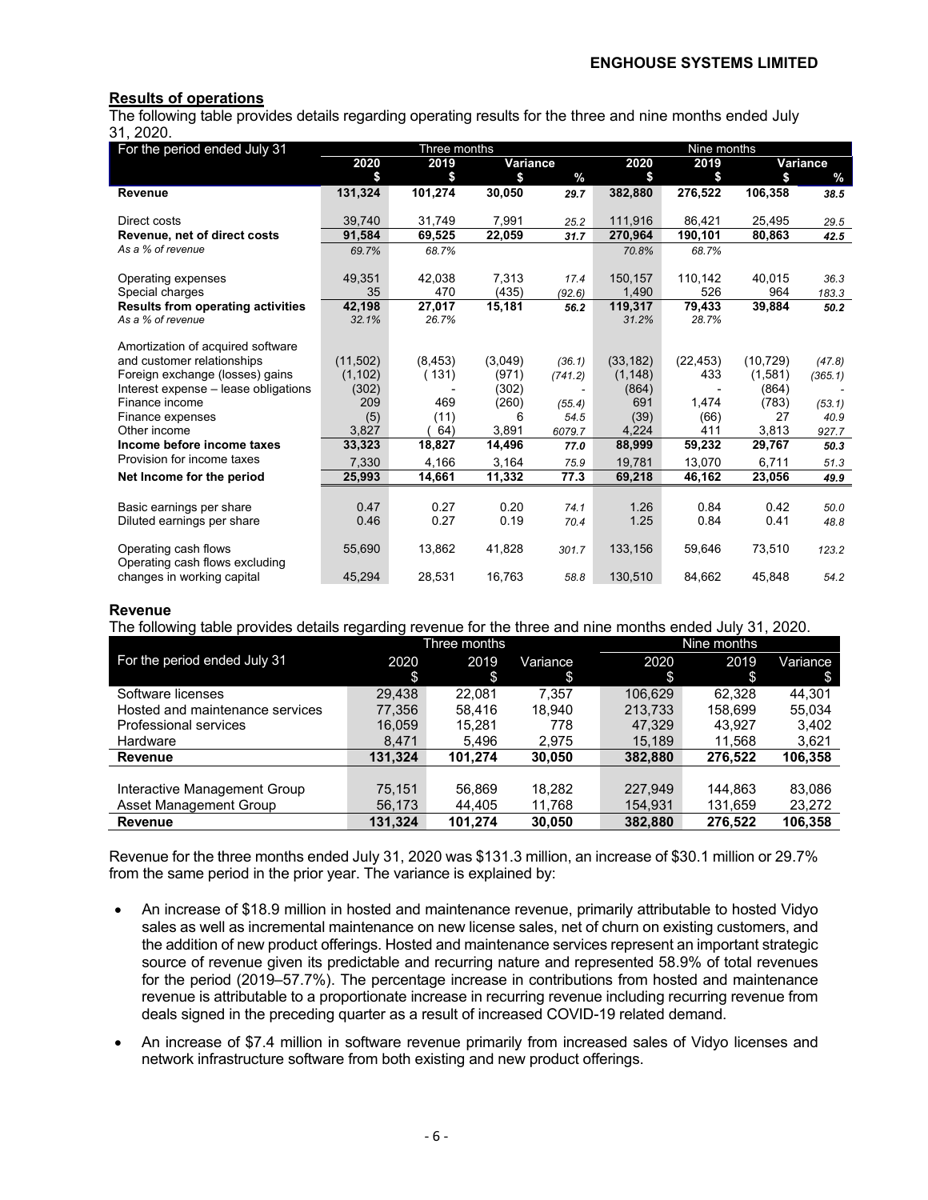## Results of operations

The following table provides details regarding operating results for the three and nine months ended July 31, 2020.

| For the period ended July 31 | Three months | | | | Nine months | | | |
|---|---|---|---|---|---|---|---|---|
| | 2020 | 2019 | Variance | | 2020 | 2019 | Variance | |
| | $ | $ | $ | % | $ | $ | $ | % |
| **Revenue** | **131,324** | **101,274** | **30,050** | *29.7* | **382,880** | **276,522** | **106,358** | *38.5* |
| Direct costs | 39,740 | 31,749 | 7,991 | *25.2* | 111,916 | 86,421 | 25,495 | *29.5* |
| **Revenue, net of direct costs** | **91,584** | **69,525** | **22,059** | *31.7* | **270,964** | **190,101** | **80,863** | *42.5* |
| *As a % of revenue* | *69.7%* | *68.7%* | | | *70.8%* | *68.7%* | | |
| Operating expenses | 49,351 | 42,038 | 7,313 | *17.4* | 150,157 | 110,142 | 40,015 | *36.3* |
| Special charges | 35 | 470 | (435) | *(92.6)* | 1,490 | 526 | 964 | *183.3* |
| **Results from operating activities** | **42,198** | **27,017** | **15,181** | *56.2* | **119,317** | **79,433** | **39,884** | *50.2* |
| *As a % of revenue* | *32.1%* | *26.7%* | | | *31.2%* | *28.7%* | | |
| Amortization of acquired software and customer relationships | (11,502) | (8,453) | (3,049) | *(36.1)* | (33,182) | (22,453) | (10,729) | *(47.8)* |
| Foreign exchange (losses) gains | (1,102) | (131) | (971) | *(741.2)* | (1,148) | 433 | (1,581) | *(365.1)* |
| Interest expense – lease obligations | (302) | - | (302) | - | (864) | - | (864) | - |
| Finance income | 209 | 469 | (260) | *(55.4)* | 691 | 1,474 | (783) | *(53.1)* |
| Finance expenses | (5) | (11) | 6 | *54.5* | (39) | (66) | 27 | *40.9* |
| Other income | 3,827 | (64) | 3,891 | *6079.7* | 4,224 | 411 | 3,813 | *927.7* |
| **Income before income taxes** | **33,323** | **18,827** | **14,496** | *77.0* | **88,999** | **59,232** | **29,767** | *50.3* |
| Provision for income taxes | 7,330 | 4,166 | 3,164 | *75.9* | 19,781 | 13,070 | 6,711 | *51.3* |
| **Net Income for the period** | **25,993** | **14,661** | **11,332** | **77.3** | **69,218** | **46,162** | **23,056** | *49.9* |
| Basic earnings per share | 0.47 | 0.27 | 0.20 | *74.1* | 1.26 | 0.84 | 0.42 | *50.0* |
| Diluted earnings per share | 0.46 | 0.27 | 0.19 | *70.4* | 1.25 | 0.84 | 0.41 | *48.8* |
| Operating cash flows | 55,690 | 13,862 | 41,828 | *301.7* | 133,156 | 59,646 | 73,510 | *123.2* |
| Operating cash flows excluding changes in working capital | 45,294 | 28,531 | 16,763 | *58.8* | 130,510 | 84,662 | 45,848 | *54.2* |

## Revenue

The following table provides details regarding revenue for the three and nine months ended July 31, 2020.

| For the period ended July 31 | Three months | | | Nine months | | |
|---|---|---|---|---|---|---|
| | 2020 $ | 2019 $ | Variance $ | 2020 $ | 2019 $ | Variance $ |
| Software licenses | 29,438 | 22,081 | 7,357 | 106,629 | 62,328 | 44,301 |
| Hosted and maintenance services | 77,356 | 58,416 | 18,940 | 213,733 | 158,699 | 55,034 |
| Professional services | 16,059 | 15,281 | 778 | 47,329 | 43,927 | 3,402 |
| Hardware | 8,471 | 5,496 | 2,975 | 15,189 | 11,568 | 3,621 |
| **Revenue** | **131,324** | **101,274** | **30,050** | **382,880** | **276,522** | **106,358** |
| Interactive Management Group | 75,151 | 56,869 | 18,282 | 227,949 | 144,863 | 83,086 |
| Asset Management Group | 56,173 | 44,405 | 11,768 | 154,931 | 131,659 | 23,272 |
| **Revenue** | **131,324** | **101,274** | **30,050** | **382,880** | **276,522** | **106,358** |

Revenue for the three months ended July 31, 2020 was $131.3 million, an increase of $30.1 million or 29.7% from the same period in the prior year. The variance is explained by:

- An increase of $18.9 million in hosted and maintenance revenue, primarily attributable to hosted Vidyo sales as well as incremental maintenance on new license sales, net of churn on existing customers, and the addition of new product offerings. Hosted and maintenance services represent an important strategic source of revenue given its predictable and recurring nature and represented 58.9% of total revenues for the period (2019–57.7%). The percentage increase in contributions from hosted and maintenance revenue is attributable to a proportionate increase in recurring revenue including recurring revenue from deals signed in the preceding quarter as a result of increased COVID-19 related demand.
- An increase of $7.4 million in software revenue primarily from increased sales of Vidyo licenses and network infrastructure software from both existing and new product offerings.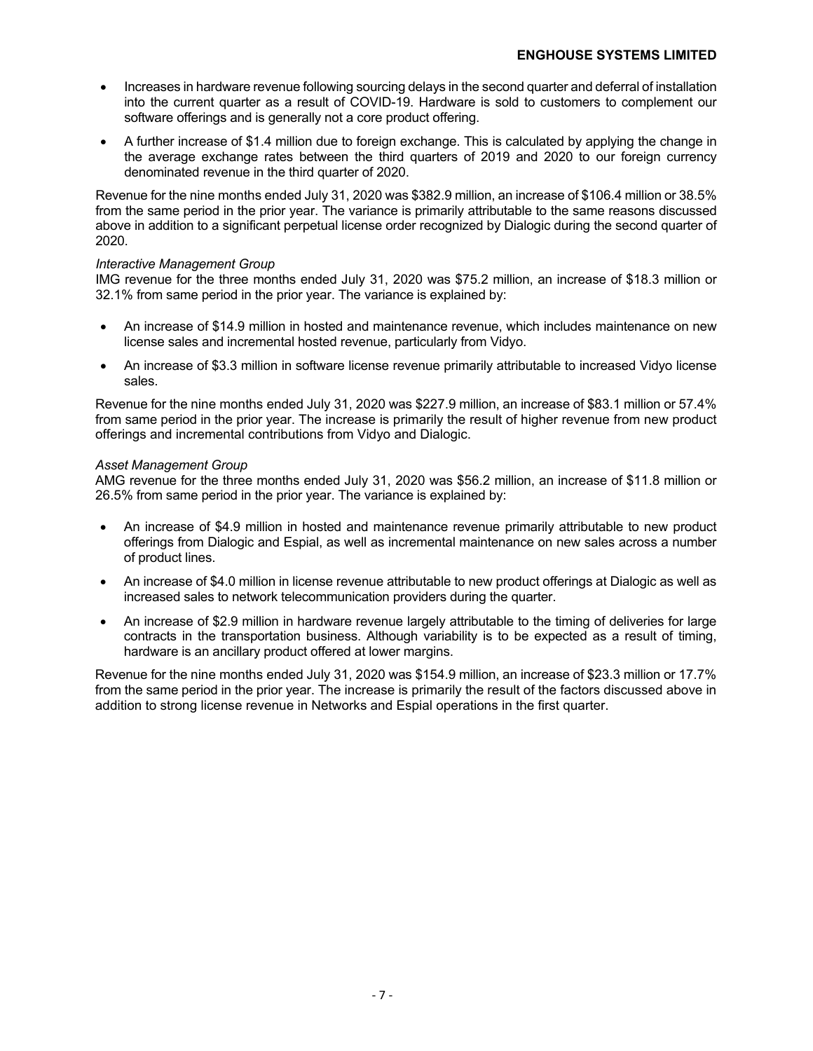- Increases in hardware revenue following sourcing delays in the second quarter and deferral of installation into the current quarter as a result of COVID-19. Hardware is sold to customers to complement our software offerings and is generally not a core product offering.
- A further increase of $1.4 million due to foreign exchange. This is calculated by applying the change in the average exchange rates between the third quarters of 2019 and 2020 to our foreign currency denominated revenue in the third quarter of 2020.

Revenue for the nine months ended July 31, 2020 was $382.9 million, an increase of $106.4 million or 38.5% from the same period in the prior year. The variance is primarily attributable to the same reasons discussed above in addition to a significant perpetual license order recognized by Dialogic during the second quarter of 2020.

*Interactive Management Group*

IMG revenue for the three months ended July 31, 2020 was $75.2 million, an increase of $18.3 million or 32.1% from same period in the prior year. The variance is explained by:

- An increase of $14.9 million in hosted and maintenance revenue, which includes maintenance on new license sales and incremental hosted revenue, particularly from Vidyo.
- An increase of $3.3 million in software license revenue primarily attributable to increased Vidyo license sales.

Revenue for the nine months ended July 31, 2020 was $227.9 million, an increase of $83.1 million or 57.4% from same period in the prior year. The increase is primarily the result of higher revenue from new product offerings and incremental contributions from Vidyo and Dialogic.

*Asset Management Group*

AMG revenue for the three months ended July 31, 2020 was $56.2 million, an increase of $11.8 million or 26.5% from same period in the prior year. The variance is explained by:

- An increase of $4.9 million in hosted and maintenance revenue primarily attributable to new product offerings from Dialogic and Espial, as well as incremental maintenance on new sales across a number of product lines.
- An increase of $4.0 million in license revenue attributable to new product offerings at Dialogic as well as increased sales to network telecommunication providers during the quarter.
- An increase of $2.9 million in hardware revenue largely attributable to the timing of deliveries for large contracts in the transportation business. Although variability is to be expected as a result of timing, hardware is an ancillary product offered at lower margins.

Revenue for the nine months ended July 31, 2020 was $154.9 million, an increase of $23.3 million or 17.7% from the same period in the prior year. The increase is primarily the result of the factors discussed above in addition to strong license revenue in Networks and Espial operations in the first quarter.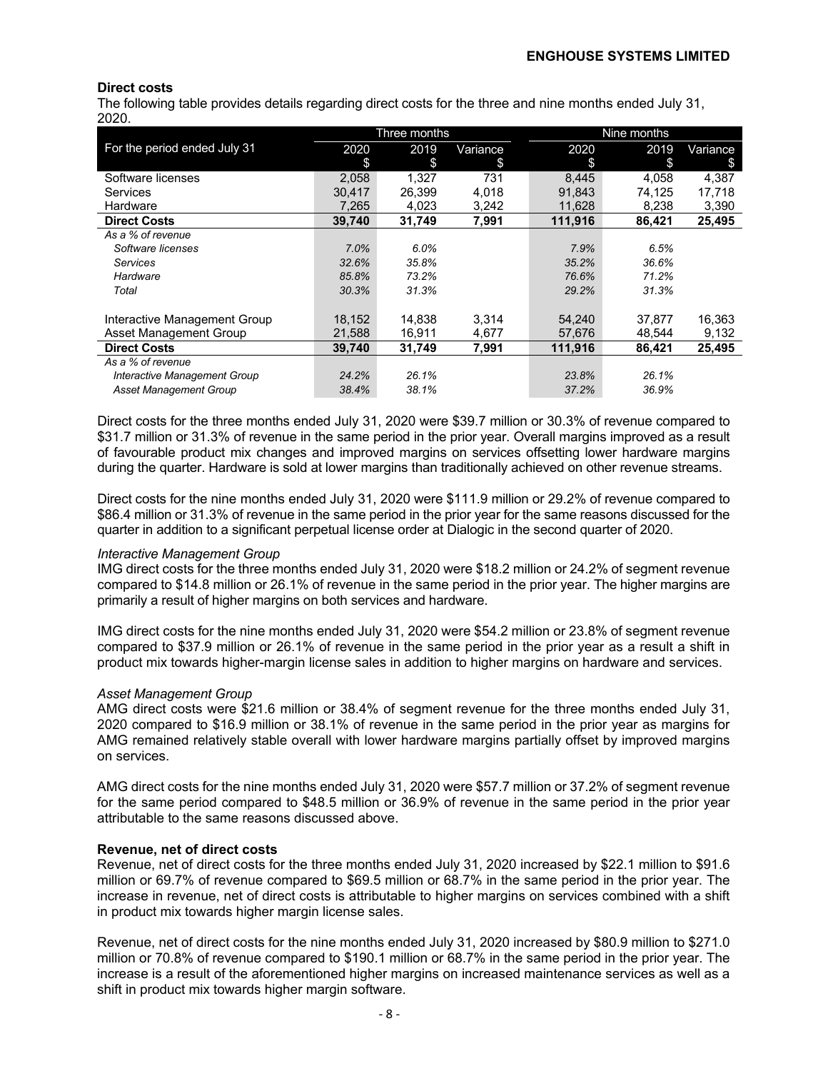**Direct costs**

The following table provides details regarding direct costs for the three and nine months ended July 31, 2020.

| For the period ended July 31 | Three months | | | Nine months | | |
|---|---|---|---|---|---|---|
| | 2020<br>$ | 2019<br>$ | Variance<br>$ | 2020<br>$ | 2019<br>$ | Variance<br>$ |
| Software licenses | 2,058 | 1,327 | 731 | 8,445 | 4,058 | 4,387 |
| Services | 30,417 | 26,399 | 4,018 | 91,843 | 74,125 | 17,718 |
| Hardware | 7,265 | 4,023 | 3,242 | 11,628 | 8,238 | 3,390 |
| **Direct Costs** | **39,740** | **31,749** | **7,991** | **111,916** | **86,421** | **25,495** |
| *As a % of revenue* | | | | | | |
| *Software licenses* | *7.0%* | *6.0%* | | *7.9%* | *6.5%* | |
| *Services* | *32.6%* | *35.8%* | | *35.2%* | *36.6%* | |
| *Hardware* | *85.8%* | *73.2%* | | *76.6%* | *71.2%* | |
| *Total* | *30.3%* | *31.3%* | | *29.2%* | *31.3%* | |
| | | | | | | |
| Interactive Management Group | 18,152 | 14,838 | 3,314 | 54,240 | 37,877 | 16,363 |
| Asset Management Group | 21,588 | 16,911 | 4,677 | 57,676 | 48,544 | 9,132 |
| **Direct Costs** | **39,740** | **31,749** | **7,991** | **111,916** | **86,421** | **25,495** |
| *As a % of revenue* | | | | | | |
| *Interactive Management Group* | *24.2%* | *26.1%* | | *23.8%* | *26.1%* | |
| *Asset Management Group* | *38.4%* | *38.1%* | | *37.2%* | *36.9%* | |

Direct costs for the three months ended July 31, 2020 were $39.7 million or 30.3% of revenue compared to $31.7 million or 31.3% of revenue in the same period in the prior year. Overall margins improved as a result of favourable product mix changes and improved margins on services offsetting lower hardware margins during the quarter. Hardware is sold at lower margins than traditionally achieved on other revenue streams.

Direct costs for the nine months ended July 31, 2020 were $111.9 million or 29.2% of revenue compared to $86.4 million or 31.3% of revenue in the same period in the prior year for the same reasons discussed for the quarter in addition to a significant perpetual license order at Dialogic in the second quarter of 2020.

*Interactive Management Group*

IMG direct costs for the three months ended July 31, 2020 were $18.2 million or 24.2% of segment revenue compared to $14.8 million or 26.1% of revenue in the same period in the prior year. The higher margins are primarily a result of higher margins on both services and hardware.

IMG direct costs for the nine months ended July 31, 2020 were $54.2 million or 23.8% of segment revenue compared to $37.9 million or 26.1% of revenue in the same period in the prior year as a result a shift in product mix towards higher-margin license sales in addition to higher margins on hardware and services.

*Asset Management Group*

AMG direct costs were $21.6 million or 38.4% of segment revenue for the three months ended July 31, 2020 compared to $16.9 million or 38.1% of revenue in the same period in the prior year as margins for AMG remained relatively stable overall with lower hardware margins partially offset by improved margins on services.

AMG direct costs for the nine months ended July 31, 2020 were $57.7 million or 37.2% of segment revenue for the same period compared to $48.5 million or 36.9% of revenue in the same period in the prior year attributable to the same reasons discussed above.

**Revenue, net of direct costs**

Revenue, net of direct costs for the three months ended July 31, 2020 increased by $22.1 million to $91.6 million or 69.7% of revenue compared to $69.5 million or 68.7% in the same period in the prior year. The increase in revenue, net of direct costs is attributable to higher margins on services combined with a shift in product mix towards higher margin license sales.

Revenue, net of direct costs for the nine months ended July 31, 2020 increased by $80.9 million to $271.0 million or 70.8% of revenue compared to $190.1 million or 68.7% in the same period in the prior year. The increase is a result of the aforementioned higher margins on increased maintenance services as well as a shift in product mix towards higher margin software.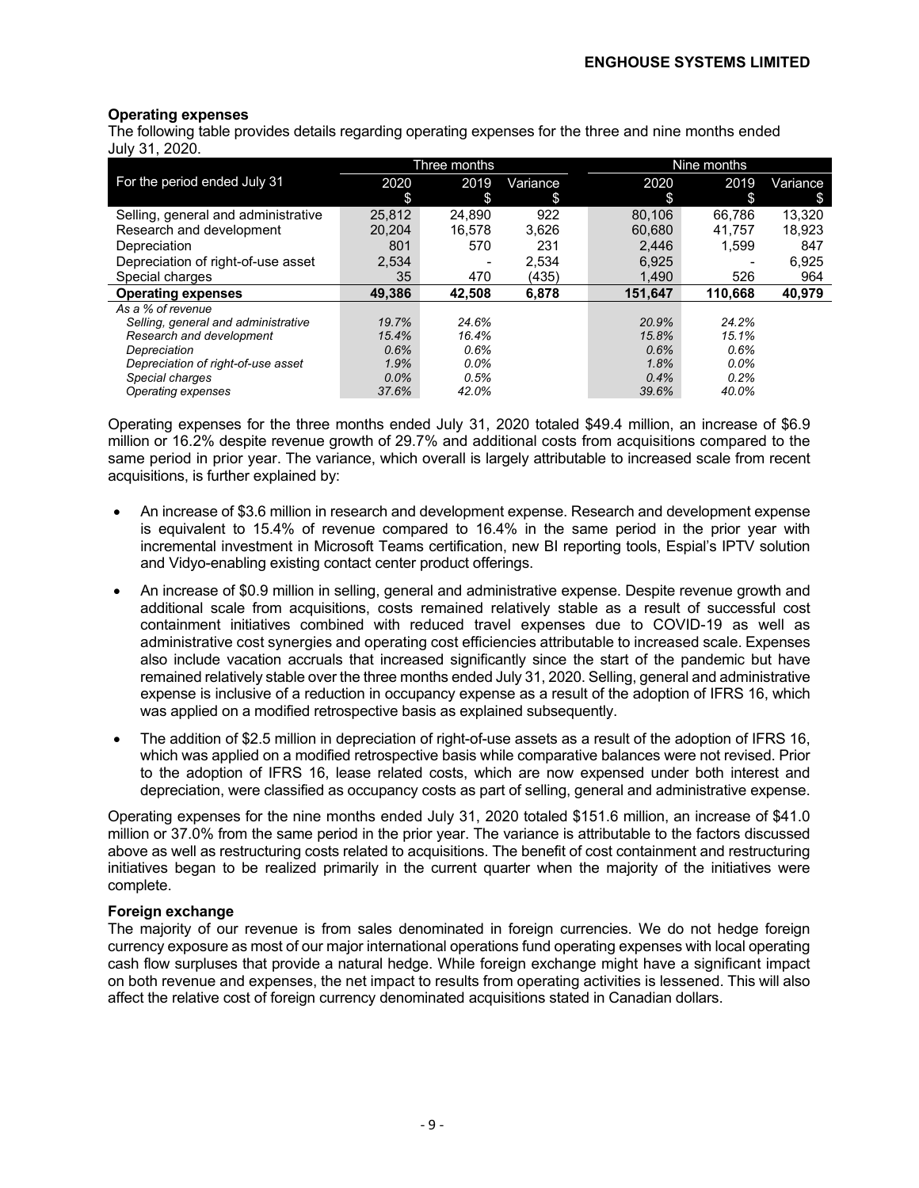### Operating expenses

The following table provides details regarding operating expenses for the three and nine months ended July 31, 2020.

| For the period ended July 31 | Three months | | | Nine months | | |
|---|---|---|---|---|---|---|
| | 2020<br>$ | 2019<br>$ | Variance<br>$ | 2020<br>$ | 2019<br>$ | Variance<br>$ |
| Selling, general and administrative | 25,812 | 24,890 | 922 | 80,106 | 66,786 | 13,320 |
| Research and development | 20,204 | 16,578 | 3,626 | 60,680 | 41,757 | 18,923 |
| Depreciation | 801 | 570 | 231 | 2,446 | 1,599 | 847 |
| Depreciation of right-of-use asset | 2,534 | - | 2,534 | 6,925 | - | 6,925 |
| Special charges | 35 | 470 | (435) | 1,490 | 526 | 964 |
| **Operating expenses** | **49,386** | **42,508** | **6,878** | **151,647** | **110,668** | **40,979** |
| *As a % of revenue* | | | | | | |
| *Selling, general and administrative* | *19.7%* | *24.6%* | | *20.9%* | *24.2%* | |
| *Research and development* | *15.4%* | *16.4%* | | *15.8%* | *15.1%* | |
| *Depreciation* | *0.6%* | *0.6%* | | *0.6%* | *0.6%* | |
| *Depreciation of right-of-use asset* | *1.9%* | *0.0%* | | *1.8%* | *0.0%* | |
| *Special charges* | *0.0%* | *0.5%* | | *0.4%* | *0.2%* | |
| *Operating expenses* | *37.6%* | *42.0%* | | *39.6%* | *40.0%* | |

Operating expenses for the three months ended July 31, 2020 totaled $49.4 million, an increase of $6.9 million or 16.2% despite revenue growth of 29.7% and additional costs from acquisitions compared to the same period in prior year. The variance, which overall is largely attributable to increased scale from recent acquisitions, is further explained by:

- An increase of $3.6 million in research and development expense. Research and development expense is equivalent to 15.4% of revenue compared to 16.4% in the same period in the prior year with incremental investment in Microsoft Teams certification, new BI reporting tools, Espial's IPTV solution and Vidyo-enabling existing contact center product offerings.
- An increase of $0.9 million in selling, general and administrative expense. Despite revenue growth and additional scale from acquisitions, costs remained relatively stable as a result of successful cost containment initiatives combined with reduced travel expenses due to COVID-19 as well as administrative cost synergies and operating cost efficiencies attributable to increased scale. Expenses also include vacation accruals that increased significantly since the start of the pandemic but have remained relatively stable over the three months ended July 31, 2020. Selling, general and administrative expense is inclusive of a reduction in occupancy expense as a result of the adoption of IFRS 16, which was applied on a modified retrospective basis as explained subsequently.
- The addition of $2.5 million in depreciation of right-of-use assets as a result of the adoption of IFRS 16, which was applied on a modified retrospective basis while comparative balances were not revised. Prior to the adoption of IFRS 16, lease related costs, which are now expensed under both interest and depreciation, were classified as occupancy costs as part of selling, general and administrative expense.

Operating expenses for the nine months ended July 31, 2020 totaled $151.6 million, an increase of $41.0 million or 37.0% from the same period in the prior year. The variance is attributable to the factors discussed above as well as restructuring costs related to acquisitions. The benefit of cost containment and restructuring initiatives began to be realized primarily in the current quarter when the majority of the initiatives were complete.

### Foreign exchange

The majority of our revenue is from sales denominated in foreign currencies. We do not hedge foreign currency exposure as most of our major international operations fund operating expenses with local operating cash flow surpluses that provide a natural hedge. While foreign exchange might have a significant impact on both revenue and expenses, the net impact to results from operating activities is lessened. This will also affect the relative cost of foreign currency denominated acquisitions stated in Canadian dollars.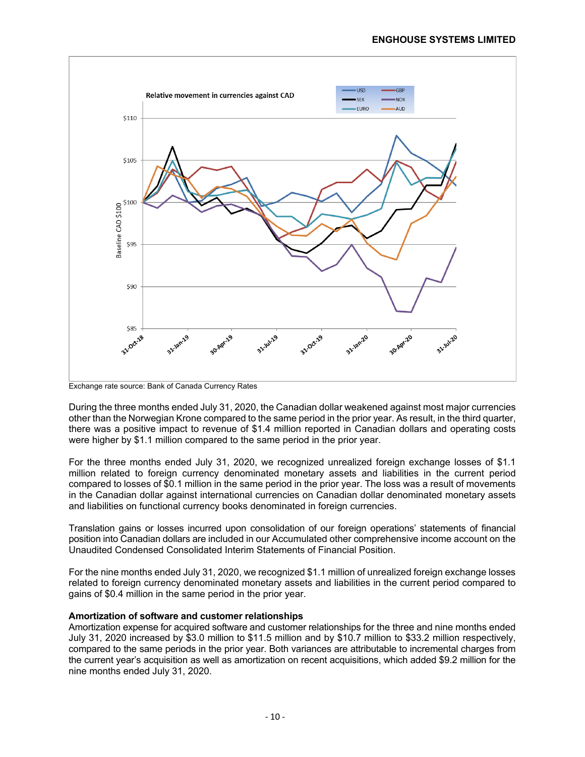Exchange rate source: Bank of Canada Currency Rates

During the three months ended July 31, 2020, the Canadian dollar weakened against most major currencies other than the Norwegian Krone compared to the same period in the prior year. As result, in the third quarter, there was a positive impact to revenue of $1.4 million reported in Canadian dollars and operating costs were higher by $1.1 million compared to the same period in the prior year.

For the three months ended July 31, 2020, we recognized unrealized foreign exchange losses of $1.1 million related to foreign currency denominated monetary assets and liabilities in the current period compared to losses of $0.1 million in the same period in the prior year. The loss was a result of movements in the Canadian dollar against international currencies on Canadian dollar denominated monetary assets and liabilities on functional currency books denominated in foreign currencies.

Translation gains or losses incurred upon consolidation of our foreign operations' statements of financial position into Canadian dollars are included in our Accumulated other comprehensive income account on the Unaudited Condensed Consolidated Interim Statements of Financial Position.

For the nine months ended July 31, 2020, we recognized $1.1 million of unrealized foreign exchange losses related to foreign currency denominated monetary assets and liabilities in the current period compared to gains of $0.4 million in the same period in the prior year.

**Amortization of software and customer relationships**

Amortization expense for acquired software and customer relationships for the three and nine months ended July 31, 2020 increased by $3.0 million to $11.5 million and by $10.7 million to $33.2 million respectively, compared to the same periods in the prior year. Both variances are attributable to incremental charges from the current year's acquisition as well as amortization on recent acquisitions, which added $9.2 million for the nine months ended July 31, 2020.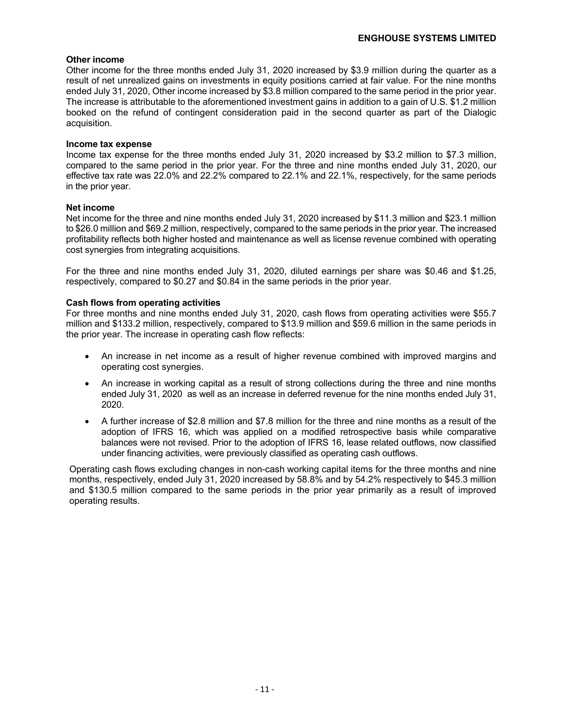**Other income**

Other income for the three months ended July 31, 2020 increased by $3.9 million during the quarter as a result of net unrealized gains on investments in equity positions carried at fair value. For the nine months ended July 31, 2020, Other income increased by $3.8 million compared to the same period in the prior year. The increase is attributable to the aforementioned investment gains in addition to a gain of U.S. $1.2 million booked on the refund of contingent consideration paid in the second quarter as part of the Dialogic acquisition.

**Income tax expense**

Income tax expense for the three months ended July 31, 2020 increased by $3.2 million to $7.3 million, compared to the same period in the prior year. For the three and nine months ended July 31, 2020, our effective tax rate was 22.0% and 22.2% compared to 22.1% and 22.1%, respectively, for the same periods in the prior year.

**Net income**

Net income for the three and nine months ended July 31, 2020 increased by $11.3 million and $23.1 million to $26.0 million and $69.2 million, respectively, compared to the same periods in the prior year. The increased profitability reflects both higher hosted and maintenance as well as license revenue combined with operating cost synergies from integrating acquisitions.

For the three and nine months ended July 31, 2020, diluted earnings per share was $0.46 and $1.25, respectively, compared to $0.27 and $0.84 in the same periods in the prior year.

**Cash flows from operating activities**

For three months and nine months ended July 31, 2020, cash flows from operating activities were $55.7 million and $133.2 million, respectively, compared to $13.9 million and $59.6 million in the same periods in the prior year. The increase in operating cash flow reflects:

- An increase in net income as a result of higher revenue combined with improved margins and operating cost synergies.
- An increase in working capital as a result of strong collections during the three and nine months ended July 31, 2020 as well as an increase in deferred revenue for the nine months ended July 31, 2020.
- A further increase of $2.8 million and $7.8 million for the three and nine months as a result of the adoption of IFRS 16, which was applied on a modified retrospective basis while comparative balances were not revised. Prior to the adoption of IFRS 16, lease related outflows, now classified under financing activities, were previously classified as operating cash outflows.

Operating cash flows excluding changes in non-cash working capital items for the three months and nine months, respectively, ended July 31, 2020 increased by 58.8% and by 54.2% respectively to $45.3 million and $130.5 million compared to the same periods in the prior year primarily as a result of improved operating results.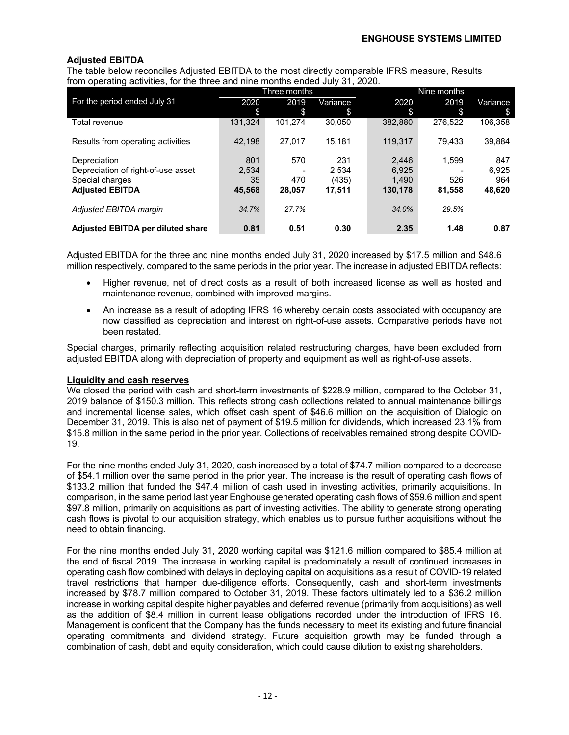## Adjusted EBITDA

The table below reconciles Adjusted EBITDA to the most directly comparable IFRS measure, Results from operating activities, for the three and nine months ended July 31, 2020.

| | Three months | | | Nine months | | |
|---|---|---|---|---|---|---|
| For the period ended July 31 | 2020<br>$ | 2019<br>$ | Variance<br>$ | 2020<br>$ | 2019<br>$ | Variance<br>$ |
| Total revenue | 131,324 | 101,274 | 30,050 | 382,880 | 276,522 | 106,358 |
| Results from operating activities | 42,198 | 27,017 | 15,181 | 119,317 | 79,433 | 39,884 |
| Depreciation | 801 | 570 | 231 | 2,446 | 1,599 | 847 |
| Depreciation of right-of-use asset | 2,534 | - | 2,534 | 6,925 | - | 6,925 |
| Special charges | 35 | 470 | (435) | 1,490 | 526 | 964 |
| **Adjusted EBITDA** | **45,568** | **28,057** | **17,511** | **130,178** | **81,558** | **48,620** |
| *Adjusted EBITDA margin* | *34.7%* | *27.7%* | | *34.0%* | *29.5%* | |
| **Adjusted EBITDA per diluted share** | **0.81** | **0.51** | **0.30** | **2.35** | **1.48** | **0.87** |

Adjusted EBITDA for the three and nine months ended July 31, 2020 increased by $17.5 million and $48.6 million respectively, compared to the same periods in the prior year. The increase in adjusted EBITDA reflects:

- Higher revenue, net of direct costs as a result of both increased license as well as hosted and maintenance revenue, combined with improved margins.
- An increase as a result of adopting IFRS 16 whereby certain costs associated with occupancy are now classified as depreciation and interest on right-of-use assets. Comparative periods have not been restated.

Special charges, primarily reflecting acquisition related restructuring charges, have been excluded from adjusted EBITDA along with depreciation of property and equipment as well as right-of-use assets.

### Liquidity and cash reserves

We closed the period with cash and short-term investments of $228.9 million, compared to the October 31, 2019 balance of $150.3 million. This reflects strong cash collections related to annual maintenance billings and incremental license sales, which offset cash spent of $46.6 million on the acquisition of Dialogic on December 31, 2019. This is also net of payment of $19.5 million for dividends, which increased 23.1% from $15.8 million in the same period in the prior year. Collections of receivables remained strong despite COVID-19.

For the nine months ended July 31, 2020, cash increased by a total of $74.7 million compared to a decrease of $54.1 million over the same period in the prior year. The increase is the result of operating cash flows of $133.2 million that funded the $47.4 million of cash used in investing activities, primarily acquisitions. In comparison, in the same period last year Enghouse generated operating cash flows of $59.6 million and spent $97.8 million, primarily on acquisitions as part of investing activities. The ability to generate strong operating cash flows is pivotal to our acquisition strategy, which enables us to pursue further acquisitions without the need to obtain financing.

For the nine months ended July 31, 2020 working capital was $121.6 million compared to $85.4 million at the end of fiscal 2019. The increase in working capital is predominately a result of continued increases in operating cash flow combined with delays in deploying capital on acquisitions as a result of COVID-19 related travel restrictions that hamper due-diligence efforts. Consequently, cash and short-term investments increased by $78.7 million compared to October 31, 2019. These factors ultimately led to a $36.2 million increase in working capital despite higher payables and deferred revenue (primarily from acquisitions) as well as the addition of $8.4 million in current lease obligations recorded under the introduction of IFRS 16. Management is confident that the Company has the funds necessary to meet its existing and future financial operating commitments and dividend strategy. Future acquisition growth may be funded through a combination of cash, debt and equity consideration, which could cause dilution to existing shareholders.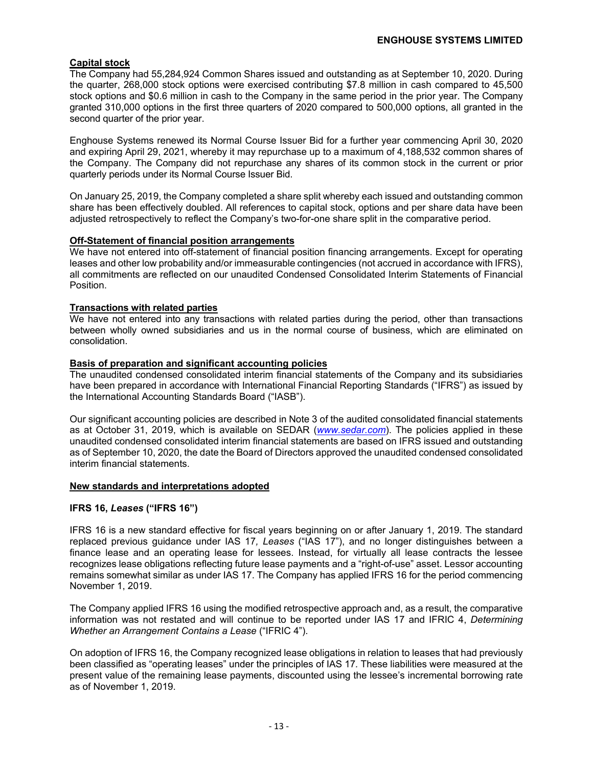## Capital stock

The Company had 55,284,924 Common Shares issued and outstanding as at September 10, 2020. During the quarter, 268,000 stock options were exercised contributing $7.8 million in cash compared to 45,500 stock options and $0.6 million in cash to the Company in the same period in the prior year. The Company granted 310,000 options in the first three quarters of 2020 compared to 500,000 options, all granted in the second quarter of the prior year.

Enghouse Systems renewed its Normal Course Issuer Bid for a further year commencing April 30, 2020 and expiring April 29, 2021, whereby it may repurchase up to a maximum of 4,188,532 common shares of the Company. The Company did not repurchase any shares of its common stock in the current or prior quarterly periods under its Normal Course Issuer Bid.

On January 25, 2019, the Company completed a share split whereby each issued and outstanding common share has been effectively doubled. All references to capital stock, options and per share data have been adjusted retrospectively to reflect the Company's two-for-one share split in the comparative period.

## Off-Statement of financial position arrangements

We have not entered into off-statement of financial position financing arrangements. Except for operating leases and other low probability and/or immeasurable contingencies (not accrued in accordance with IFRS), all commitments are reflected on our unaudited Condensed Consolidated Interim Statements of Financial Position.

## Transactions with related parties

We have not entered into any transactions with related parties during the period, other than transactions between wholly owned subsidiaries and us in the normal course of business, which are eliminated on consolidation.

## Basis of preparation and significant accounting policies

The unaudited condensed consolidated interim financial statements of the Company and its subsidiaries have been prepared in accordance with International Financial Reporting Standards ("IFRS") as issued by the International Accounting Standards Board ("IASB").

Our significant accounting policies are described in Note 3 of the audited consolidated financial statements as at October 31, 2019, which is available on SEDAR (*www.sedar.com*). The policies applied in these unaudited condensed consolidated interim financial statements are based on IFRS issued and outstanding as of September 10, 2020, the date the Board of Directors approved the unaudited condensed consolidated interim financial statements.

## New standards and interpretations adopted

### IFRS 16, *Leases* ("IFRS 16")

IFRS 16 is a new standard effective for fiscal years beginning on or after January 1, 2019. The standard replaced previous guidance under IAS 17, *Leases* ("IAS 17"), and no longer distinguishes between a finance lease and an operating lease for lessees. Instead, for virtually all lease contracts the lessee recognizes lease obligations reflecting future lease payments and a "right-of-use" asset. Lessor accounting remains somewhat similar as under IAS 17. The Company has applied IFRS 16 for the period commencing November 1, 2019.

The Company applied IFRS 16 using the modified retrospective approach and, as a result, the comparative information was not restated and will continue to be reported under IAS 17 and IFRIC 4, *Determining Whether an Arrangement Contains a Lease* ("IFRIC 4").

On adoption of IFRS 16, the Company recognized lease obligations in relation to leases that had previously been classified as "operating leases" under the principles of IAS 17. These liabilities were measured at the present value of the remaining lease payments, discounted using the lessee's incremental borrowing rate as of November 1, 2019.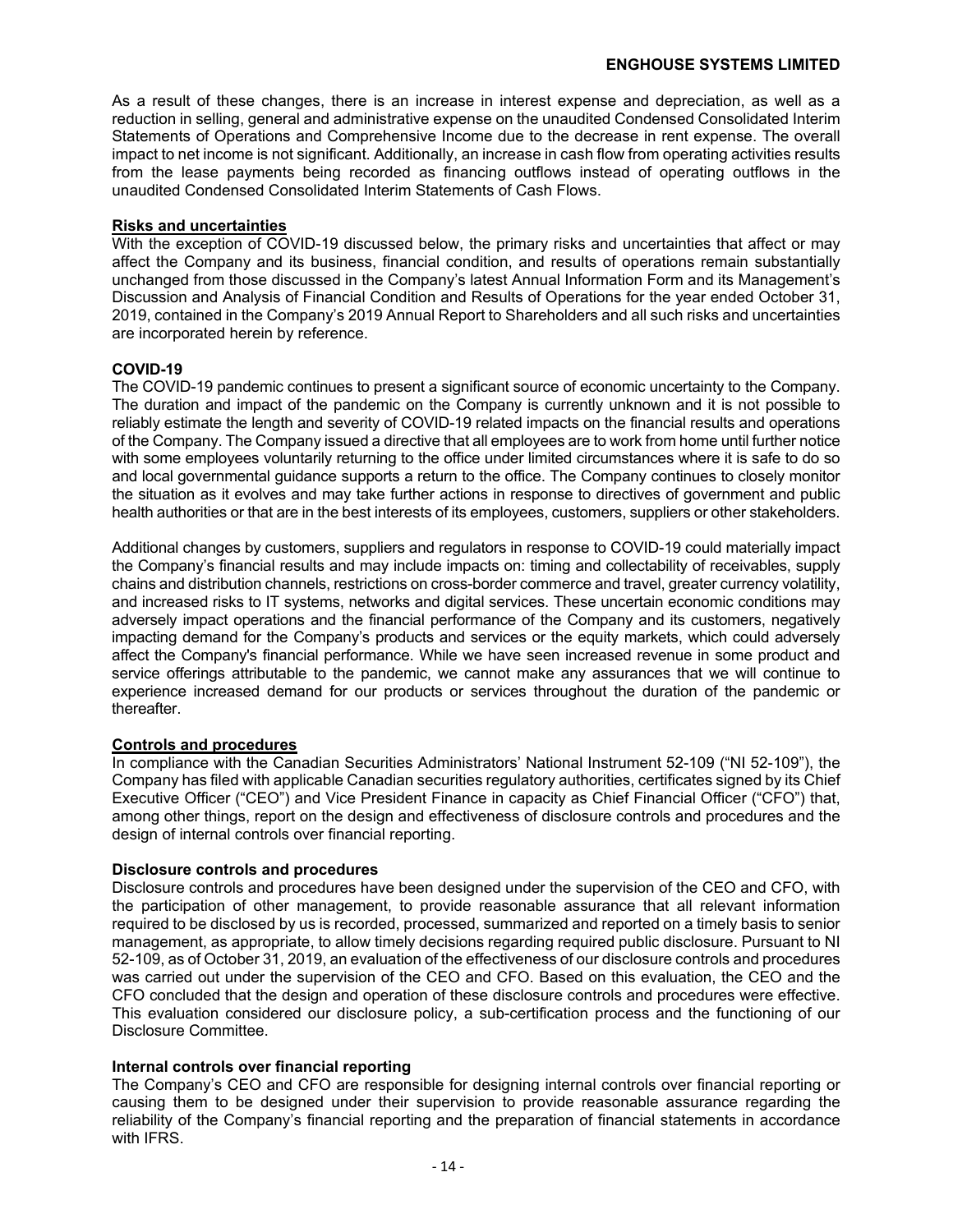As a result of these changes, there is an increase in interest expense and depreciation, as well as a reduction in selling, general and administrative expense on the unaudited Condensed Consolidated Interim Statements of Operations and Comprehensive Income due to the decrease in rent expense. The overall impact to net income is not significant. Additionally, an increase in cash flow from operating activities results from the lease payments being recorded as financing outflows instead of operating outflows in the unaudited Condensed Consolidated Interim Statements of Cash Flows.

## Risks and uncertainties

With the exception of COVID-19 discussed below, the primary risks and uncertainties that affect or may affect the Company and its business, financial condition, and results of operations remain substantially unchanged from those discussed in the Company's latest Annual Information Form and its Management's Discussion and Analysis of Financial Condition and Results of Operations for the year ended October 31, 2019, contained in the Company's 2019 Annual Report to Shareholders and all such risks and uncertainties are incorporated herein by reference.

### COVID-19

The COVID-19 pandemic continues to present a significant source of economic uncertainty to the Company. The duration and impact of the pandemic on the Company is currently unknown and it is not possible to reliably estimate the length and severity of COVID-19 related impacts on the financial results and operations of the Company. The Company issued a directive that all employees are to work from home until further notice with some employees voluntarily returning to the office under limited circumstances where it is safe to do so and local governmental guidance supports a return to the office. The Company continues to closely monitor the situation as it evolves and may take further actions in response to directives of government and public health authorities or that are in the best interests of its employees, customers, suppliers or other stakeholders.

Additional changes by customers, suppliers and regulators in response to COVID-19 could materially impact the Company's financial results and may include impacts on: timing and collectability of receivables, supply chains and distribution channels, restrictions on cross-border commerce and travel, greater currency volatility, and increased risks to IT systems, networks and digital services. These uncertain economic conditions may adversely impact operations and the financial performance of the Company and its customers, negatively impacting demand for the Company's products and services or the equity markets, which could adversely affect the Company's financial performance. While we have seen increased revenue in some product and service offerings attributable to the pandemic, we cannot make any assurances that we will continue to experience increased demand for our products or services throughout the duration of the pandemic or thereafter.

## Controls and procedures

In compliance with the Canadian Securities Administrators' National Instrument 52-109 ("NI 52-109"), the Company has filed with applicable Canadian securities regulatory authorities, certificates signed by its Chief Executive Officer ("CEO") and Vice President Finance in capacity as Chief Financial Officer ("CFO") that, among other things, report on the design and effectiveness of disclosure controls and procedures and the design of internal controls over financial reporting.

### Disclosure controls and procedures

Disclosure controls and procedures have been designed under the supervision of the CEO and CFO, with the participation of other management, to provide reasonable assurance that all relevant information required to be disclosed by us is recorded, processed, summarized and reported on a timely basis to senior management, as appropriate, to allow timely decisions regarding required public disclosure. Pursuant to NI 52-109, as of October 31, 2019, an evaluation of the effectiveness of our disclosure controls and procedures was carried out under the supervision of the CEO and CFO. Based on this evaluation, the CEO and the CFO concluded that the design and operation of these disclosure controls and procedures were effective. This evaluation considered our disclosure policy, a sub-certification process and the functioning of our Disclosure Committee.

### Internal controls over financial reporting

The Company's CEO and CFO are responsible for designing internal controls over financial reporting or causing them to be designed under their supervision to provide reasonable assurance regarding the reliability of the Company's financial reporting and the preparation of financial statements in accordance with IFRS.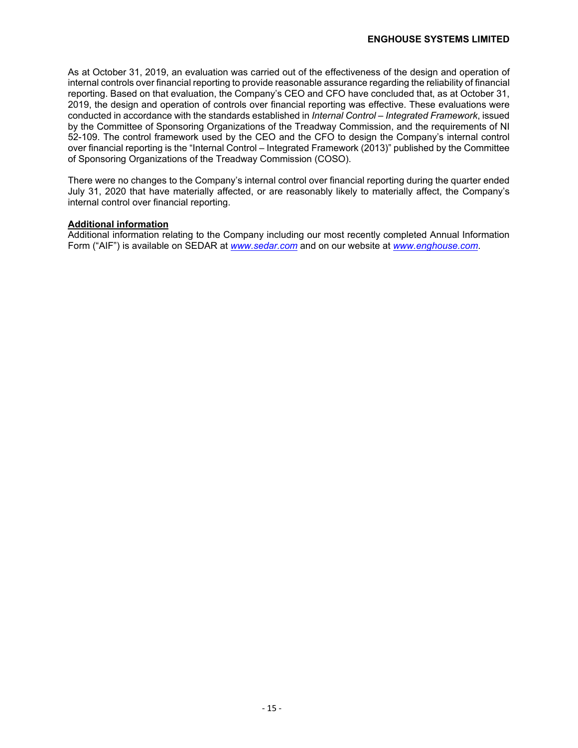As at October 31, 2019, an evaluation was carried out of the effectiveness of the design and operation of internal controls over financial reporting to provide reasonable assurance regarding the reliability of financial reporting. Based on that evaluation, the Company's CEO and CFO have concluded that, as at October 31, 2019, the design and operation of controls over financial reporting was effective. These evaluations were conducted in accordance with the standards established in *Internal Control – Integrated Framework*, issued by the Committee of Sponsoring Organizations of the Treadway Commission, and the requirements of NI 52-109. The control framework used by the CEO and the CFO to design the Company's internal control over financial reporting is the "Internal Control – Integrated Framework (2013)" published by the Committee of Sponsoring Organizations of the Treadway Commission (COSO).

There were no changes to the Company's internal control over financial reporting during the quarter ended July 31, 2020 that have materially affected, or are reasonably likely to materially affect, the Company's internal control over financial reporting.

**Additional information**

Additional information relating to the Company including our most recently completed Annual Information Form ("AIF") is available on SEDAR at *www.sedar.com* and on our website at *www.enghouse.com*.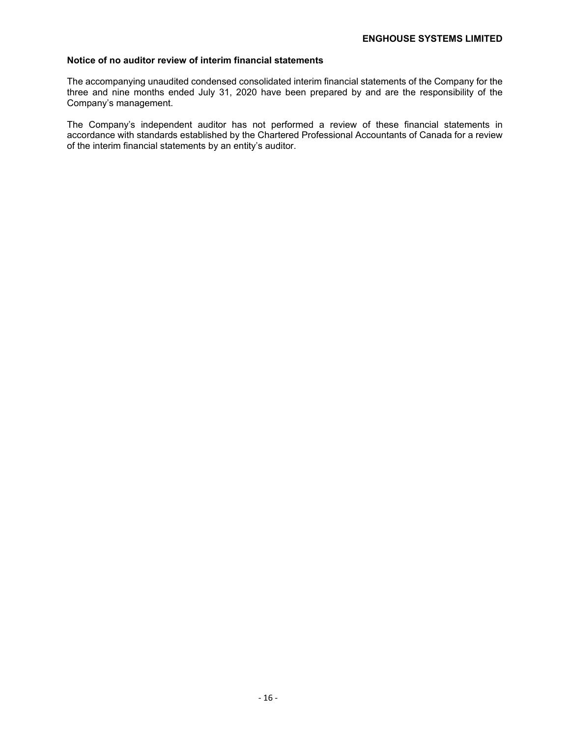**Notice of no auditor review of interim financial statements**

The accompanying unaudited condensed consolidated interim financial statements of the Company for the three and nine months ended July 31, 2020 have been prepared by and are the responsibility of the Company's management.

The Company's independent auditor has not performed a review of these financial statements in accordance with standards established by the Chartered Professional Accountants of Canada for a review of the interim financial statements by an entity's auditor.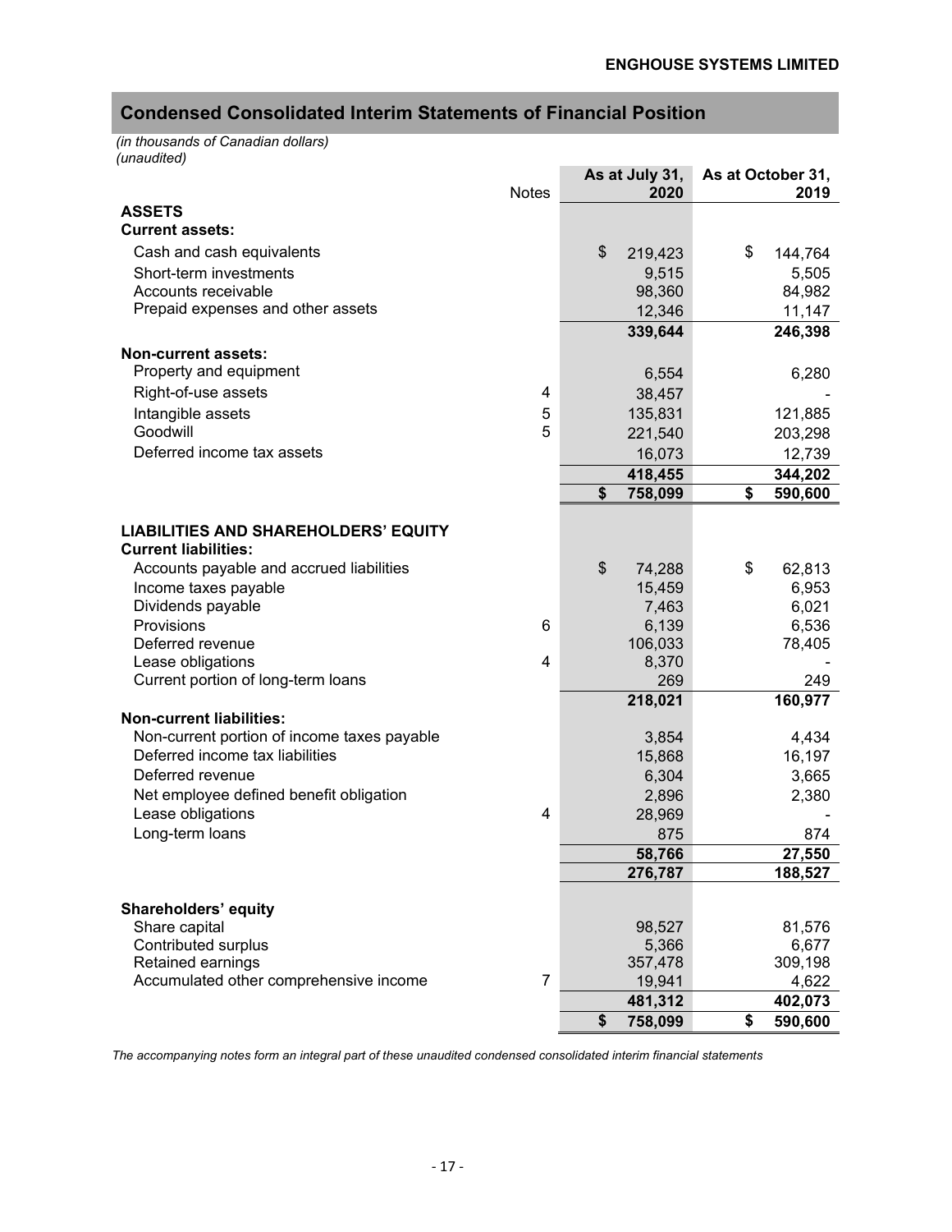**ENGHOUSE SYSTEMS LIMITED**

## Condensed Consolidated Interim Statements of Financial Position

*(in thousands of Canadian dollars)*
*(unaudited)*

| | Notes | As at July 31, 2020 | As at October 31, 2019 |
|---|---|---|---|
| **ASSETS** | | | |
| **Current assets:** | | | |
| Cash and cash equivalents | | $ 219,423 | $ 144,764 |
| Short-term investments | | 9,515 | 5,505 |
| Accounts receivable | | 98,360 | 84,982 |
| Prepaid expenses and other assets | | 12,346 | 11,147 |
| | | **339,644** | **246,398** |
| **Non-current assets:** | | | |
| Property and equipment | | 6,554 | 6,280 |
| Right-of-use assets | 4 | 38,457 | - |
| Intangible assets | 5 | 135,831 | 121,885 |
| Goodwill | 5 | 221,540 | 203,298 |
| Deferred income tax assets | | 16,073 | 12,739 |
| | | **418,455** | **344,202** |
| | | **$ 758,099** | **$ 590,600** |
| **LIABILITIES AND SHAREHOLDERS' EQUITY** | | | |
| **Current liabilities:** | | | |
| Accounts payable and accrued liabilities | | $ 74,288 | $ 62,813 |
| Income taxes payable | | 15,459 | 6,953 |
| Dividends payable | | 7,463 | 6,021 |
| Provisions | 6 | 6,139 | 6,536 |
| Deferred revenue | | 106,033 | 78,405 |
| Lease obligations | 4 | 8,370 | - |
| Current portion of long-term loans | | 269 | 249 |
| | | **218,021** | **160,977** |
| **Non-current liabilities:** | | | |
| Non-current portion of income taxes payable | | 3,854 | 4,434 |
| Deferred income tax liabilities | | 15,868 | 16,197 |
| Deferred revenue | | 6,304 | 3,665 |
| Net employee defined benefit obligation | | 2,896 | 2,380 |
| Lease obligations | 4 | 28,969 | - |
| Long-term loans | | 875 | 874 |
| | | **58,766** | **27,550** |
| | | **276,787** | **188,527** |
| **Shareholders' equity** | | | |
| Share capital | | 98,527 | 81,576 |
| Contributed surplus | | 5,366 | 6,677 |
| Retained earnings | | 357,478 | 309,198 |
| Accumulated other comprehensive income | 7 | 19,941 | 4,622 |
| | | **481,312** | **402,073** |
| | | **$ 758,099** | **$ 590,600** |

*The accompanying notes form an integral part of these unaudited condensed consolidated interim financial statements*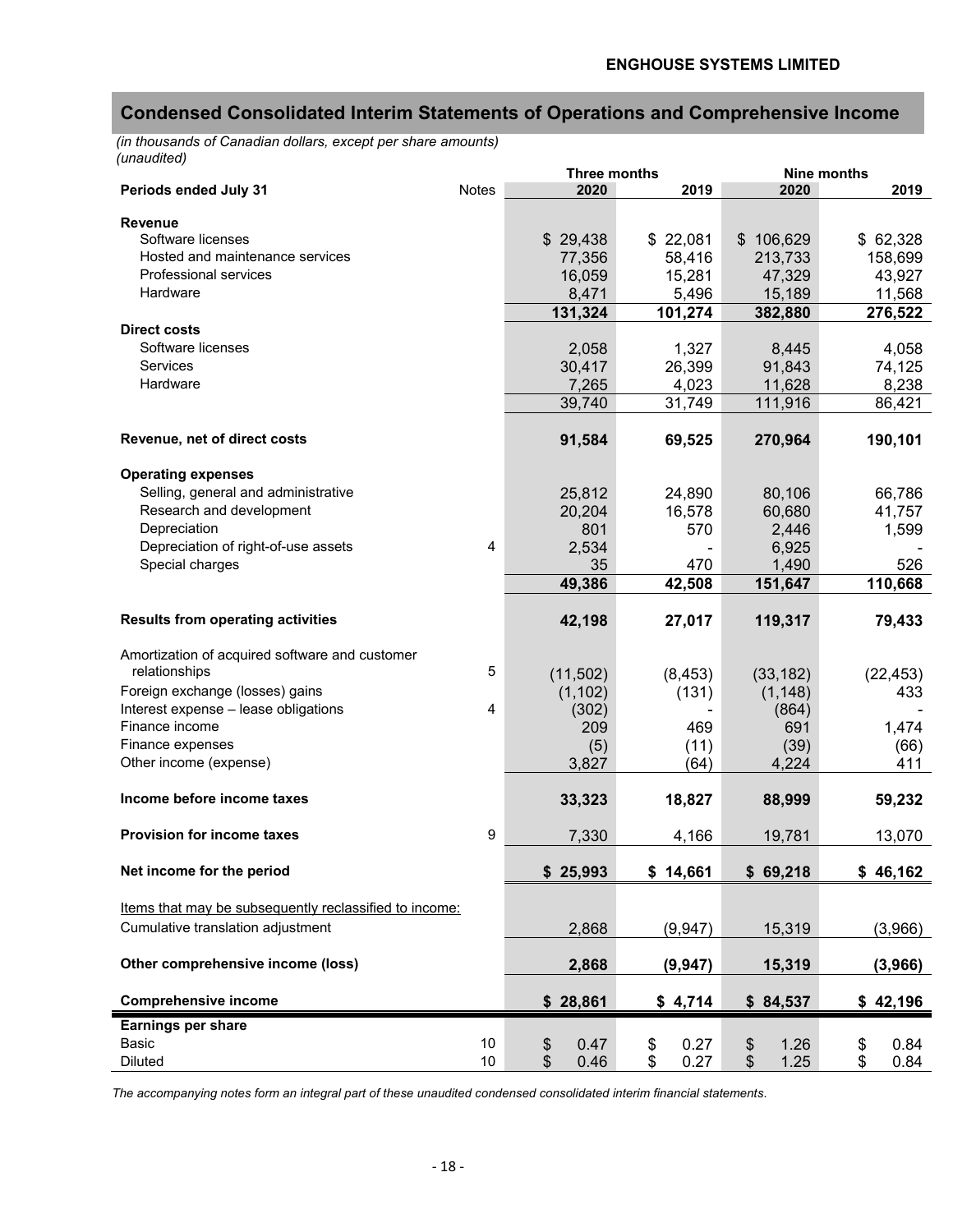**ENGHOUSE SYSTEMS LIMITED**

## Condensed Consolidated Interim Statements of Operations and Comprehensive Income

*(in thousands of Canadian dollars, except per share amounts)*
*(unaudited)*

| | | Three months | | Nine months | |
|---|---|---|---|---|---|
| **Periods ended July 31** | Notes | **2020** | **2019** | **2020** | **2019** |
| **Revenue** | | | | | |
| Software licenses | | $ 29,438 | $ 22,081 | $ 106,629 | $ 62,328 |
| Hosted and maintenance services | | 77,356 | 58,416 | 213,733 | 158,699 |
| Professional services | | 16,059 | 15,281 | 47,329 | 43,927 |
| Hardware | | 8,471 | 5,496 | 15,189 | 11,568 |
| | | **131,324** | **101,274** | **382,880** | **276,522** |
| **Direct costs** | | | | | |
| Software licenses | | 2,058 | 1,327 | 8,445 | 4,058 |
| Services | | 30,417 | 26,399 | 91,843 | 74,125 |
| Hardware | | 7,265 | 4,023 | 11,628 | 8,238 |
| | | 39,740 | 31,749 | 111,916 | 86,421 |
| **Revenue, net of direct costs** | | **91,584** | **69,525** | **270,964** | **190,101** |
| **Operating expenses** | | | | | |
| Selling, general and administrative | | 25,812 | 24,890 | 80,106 | 66,786 |
| Research and development | | 20,204 | 16,578 | 60,680 | 41,757 |
| Depreciation | | 801 | 570 | 2,446 | 1,599 |
| Depreciation of right-of-use assets | 4 | 2,534 | - | 6,925 | - |
| Special charges | | 35 | 470 | 1,490 | 526 |
| | | **49,386** | **42,508** | **151,647** | **110,668** |
| **Results from operating activities** | | **42,198** | **27,017** | **119,317** | **79,433** |
| Amortization of acquired software and customer relationships | 5 | (11,502) | (8,453) | (33,182) | (22,453) |
| Foreign exchange (losses) gains | | (1,102) | (131) | (1,148) | 433 |
| Interest expense – lease obligations | 4 | (302) | - | (864) | - |
| Finance income | | 209 | 469 | 691 | 1,474 |
| Finance expenses | | (5) | (11) | (39) | (66) |
| Other income (expense) | | 3,827 | (64) | 4,224 | 411 |
| **Income before income taxes** | | **33,323** | **18,827** | **88,999** | **59,232** |
| **Provision for income taxes** | 9 | 7,330 | 4,166 | 19,781 | 13,070 |
| **Net income for the period** | | **$ 25,993** | **$ 14,661** | **$ 69,218** | **$ 46,162** |
| Items that may be subsequently reclassified to income: | | | | | |
| Cumulative translation adjustment | | 2,868 | (9,947) | 15,319 | (3,966) |
| **Other comprehensive income (loss)** | | **2,868** | **(9,947)** | **15,319** | **(3,966)** |
| **Comprehensive income** | | **$ 28,861** | **$ 4,714** | **$ 84,537** | **$ 42,196** |
| **Earnings per share** | | | | | |
| Basic | 10 | $ 0.47 | $ 0.27 | $ 1.26 | $ 0.84 |
| Diluted | 10 | $ 0.46 | $ 0.27 | $ 1.25 | $ 0.84 |

*The accompanying notes form an integral part of these unaudited condensed consolidated interim financial statements.*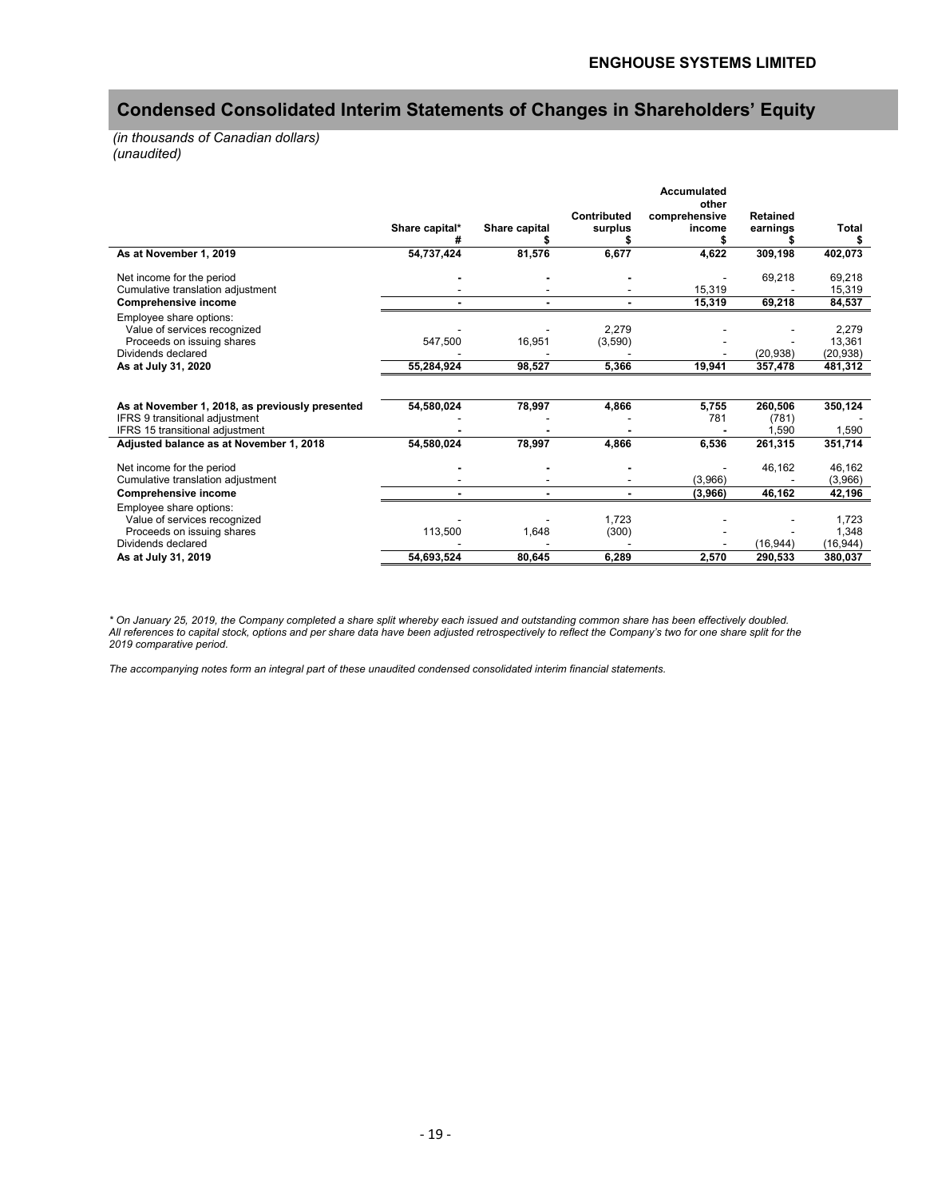## Condensed Consolidated Interim Statements of Changes in Shareholders' Equity

*(in thousands of Canadian dollars)*
*(unaudited)*

| | Share capital* # | Share capital $ | Contributed surplus $ | Accumulated other comprehensive income $ | Retained earnings $ | Total $ |
|---|---|---|---|---|---|---|
| **As at November 1, 2019** | **54,737,424** | **81,576** | **6,677** | **4,622** | **309,198** | **402,073** |
| Net income for the period | - | - | - | - | 69,218 | 69,218 |
| Cumulative translation adjustment | - | - | - | 15,319 | - | 15,319 |
| **Comprehensive income** | **-** | **-** | **-** | **15,319** | **69,218** | **84,537** |
| Employee share options: | | | | | | |
| Value of services recognized | - | - | 2,279 | - | - | 2,279 |
| Proceeds on issuing shares | 547,500 | 16,951 | (3,590) | - | - | 13,361 |
| Dividends declared | - | - | - | - | (20,938) | (20,938) |
| **As at July 31, 2020** | **55,284,924** | **98,527** | **5,366** | **19,941** | **357,478** | **481,312** |
| | | | | | | |
| **As at November 1, 2018, as previously presented** | **54,580,024** | **78,997** | **4,866** | **5,755** | **260,506** | **350,124** |
| IFRS 9 transitional adjustment | - | - | - | 781 | (781) | - |
| IFRS 15 transitional adjustment | - | - | - | - | 1,590 | 1,590 |
| **Adjusted balance as at November 1, 2018** | **54,580,024** | **78,997** | **4,866** | **6,536** | **261,315** | **351,714** |
| Net income for the period | - | - | - | - | 46,162 | 46,162 |
| Cumulative translation adjustment | - | - | - | (3,966) | - | (3,966) |
| **Comprehensive income** | **-** | **-** | **-** | **(3,966)** | **46,162** | **42,196** |
| Employee share options: | | | | | | |
| Value of services recognized | - | - | 1,723 | - | - | 1,723 |
| Proceeds on issuing shares | 113,500 | 1,648 | (300) | - | - | 1,348 |
| Dividends declared | - | - | - | - | (16,944) | (16,944) |
| **As at July 31, 2019** | **54,693,524** | **80,645** | **6,289** | **2,570** | **290,533** | **380,037** |

*\* On January 25, 2019, the Company completed a share split whereby each issued and outstanding common share has been effectively doubled. All references to capital stock, options and per share data have been adjusted retrospectively to reflect the Company's two for one share split for the 2019 comparative period.*

*The accompanying notes form an integral part of these unaudited condensed consolidated interim financial statements.*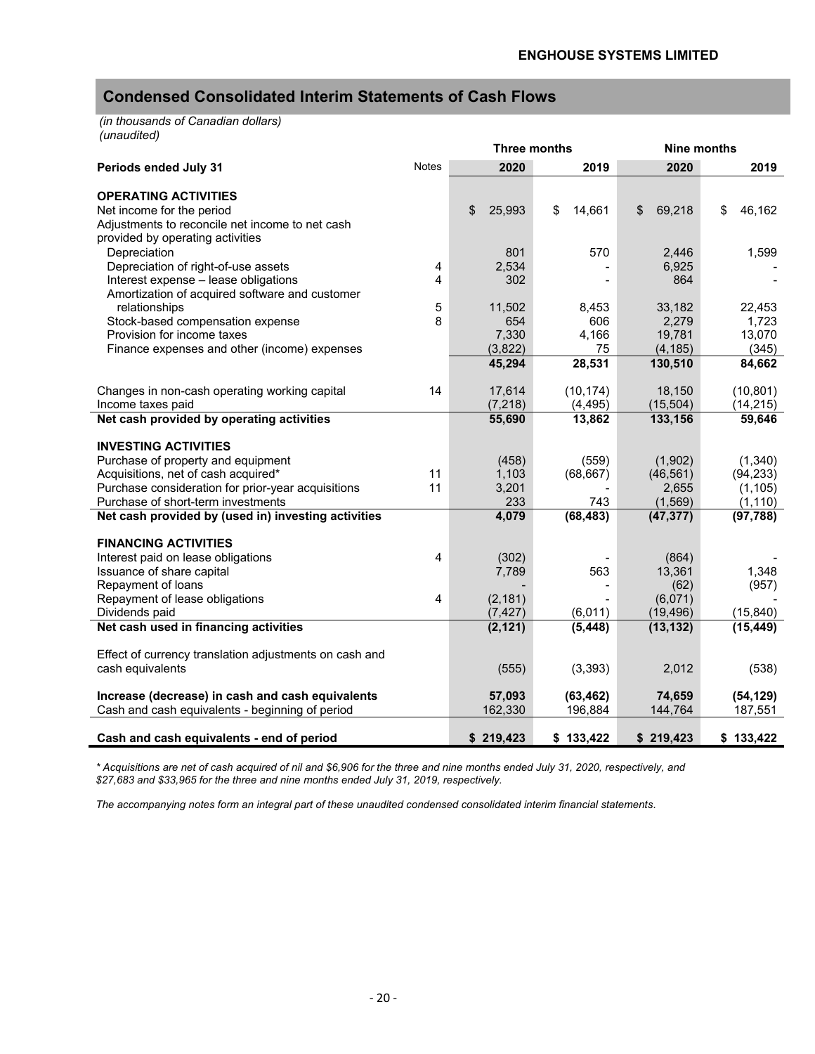## Condensed Consolidated Interim Statements of Cash Flows

*(in thousands of Canadian dollars)*
*(unaudited)*

| | | Three months | | Nine months | |
|---|---|---|---|---|---|
| **Periods ended July 31** | Notes | **2020** | **2019** | **2020** | **2019** |
| **OPERATING ACTIVITIES** | | | | | |
| Net income for the period | | $ 25,993 | $ 14,661 | $ 69,218 | $ 46,162 |
| Adjustments to reconcile net income to net cash provided by operating activities | | | | | |
| Depreciation | | 801 | 570 | 2,446 | 1,599 |
| Depreciation of right-of-use assets | 4 | 2,534 | - | 6,925 | - |
| Interest expense – lease obligations | 4 | 302 | - | 864 | - |
| Amortization of acquired software and customer relationships | 5 | 11,502 | 8,453 | 33,182 | 22,453 |
| Stock-based compensation expense | 8 | 654 | 606 | 2,279 | 1,723 |
| Provision for income taxes | | 7,330 | 4,166 | 19,781 | 13,070 |
| Finance expenses and other (income) expenses | | (3,822) | 75 | (4,185) | (345) |
| | | **45,294** | **28,531** | **130,510** | **84,662** |
| Changes in non-cash operating working capital | 14 | 17,614 | (10,174) | 18,150 | (10,801) |
| Income taxes paid | | (7,218) | (4,495) | (15,504) | (14,215) |
| **Net cash provided by operating activities** | | **55,690** | **13,862** | **133,156** | **59,646** |
| **INVESTING ACTIVITIES** | | | | | |
| Purchase of property and equipment | | (458) | (559) | (1,902) | (1,340) |
| Acquisitions, net of cash acquired* | 11 | 1,103 | (68,667) | (46,561) | (94,233) |
| Purchase consideration for prior-year acquisitions | 11 | 3,201 | - | 2,655 | (1,105) |
| Purchase of short-term investments | | 233 | 743 | (1,569) | (1,110) |
| **Net cash provided by (used in) investing activities** | | **4,079** | **(68,483)** | **(47,377)** | **(97,788)** |
| **FINANCING ACTIVITIES** | | | | | |
| Interest paid on lease obligations | 4 | (302) | - | (864) | - |
| Issuance of share capital | | 7,789 | 563 | 13,361 | 1,348 |
| Repayment of loans | | - | - | (62) | (957) |
| Repayment of lease obligations | 4 | (2,181) | - | (6,071) | - |
| Dividends paid | | (7,427) | (6,011) | (19,496) | (15,840) |
| **Net cash used in financing activities** | | **(2,121)** | **(5,448)** | **(13,132)** | **(15,449)** |
| Effect of currency translation adjustments on cash and cash equivalents | | (555) | (3,393) | 2,012 | (538) |
| **Increase (decrease) in cash and cash equivalents** | | **57,093** | **(63,462)** | **74,659** | **(54,129)** |
| Cash and cash equivalents - beginning of period | | 162,330 | 196,884 | 144,764 | 187,551 |
| **Cash and cash equivalents - end of period** | | **$ 219,423** | **$ 133,422** | **$ 219,423** | **$ 133,422** |

*\* Acquisitions are net of cash acquired of nil and $6,906 for the three and nine months ended July 31, 2020, respectively, and $27,683 and $33,965 for the three and nine months ended July 31, 2019, respectively.*

*The accompanying notes form an integral part of these unaudited condensed consolidated interim financial statements.*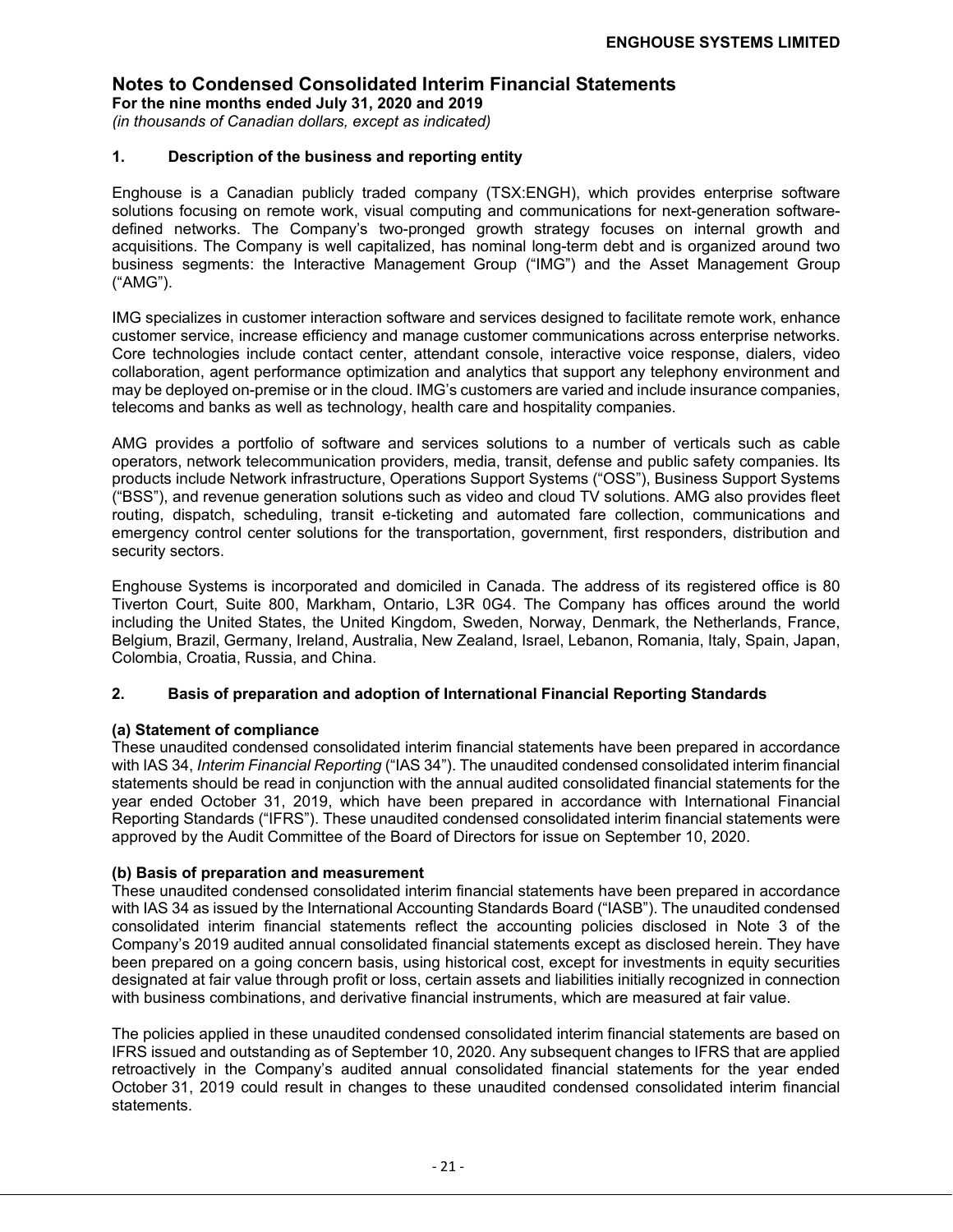# Notes to Condensed Consolidated Interim Financial Statements

**For the nine months ended July 31, 2020 and 2019**

*(in thousands of Canadian dollars, except as indicated)*

## 1. Description of the business and reporting entity

Enghouse is a Canadian publicly traded company (TSX:ENGH), which provides enterprise software solutions focusing on remote work, visual computing and communications for next-generation software-defined networks. The Company's two-pronged growth strategy focuses on internal growth and acquisitions. The Company is well capitalized, has nominal long-term debt and is organized around two business segments: the Interactive Management Group ("IMG") and the Asset Management Group ("AMG").

IMG specializes in customer interaction software and services designed to facilitate remote work, enhance customer service, increase efficiency and manage customer communications across enterprise networks. Core technologies include contact center, attendant console, interactive voice response, dialers, video collaboration, agent performance optimization and analytics that support any telephony environment and may be deployed on-premise or in the cloud. IMG's customers are varied and include insurance companies, telecoms and banks as well as technology, health care and hospitality companies.

AMG provides a portfolio of software and services solutions to a number of verticals such as cable operators, network telecommunication providers, media, transit, defense and public safety companies. Its products include Network infrastructure, Operations Support Systems ("OSS"), Business Support Systems ("BSS"), and revenue generation solutions such as video and cloud TV solutions. AMG also provides fleet routing, dispatch, scheduling, transit e-ticketing and automated fare collection, communications and emergency control center solutions for the transportation, government, first responders, distribution and security sectors.

Enghouse Systems is incorporated and domiciled in Canada. The address of its registered office is 80 Tiverton Court, Suite 800, Markham, Ontario, L3R 0G4. The Company has offices around the world including the United States, the United Kingdom, Sweden, Norway, Denmark, the Netherlands, France, Belgium, Brazil, Germany, Ireland, Australia, New Zealand, Israel, Lebanon, Romania, Italy, Spain, Japan, Colombia, Croatia, Russia, and China.

## 2. Basis of preparation and adoption of International Financial Reporting Standards

### (a) Statement of compliance

These unaudited condensed consolidated interim financial statements have been prepared in accordance with IAS 34, *Interim Financial Reporting* ("IAS 34"). The unaudited condensed consolidated interim financial statements should be read in conjunction with the annual audited consolidated financial statements for the year ended October 31, 2019, which have been prepared in accordance with International Financial Reporting Standards ("IFRS"). These unaudited condensed consolidated interim financial statements were approved by the Audit Committee of the Board of Directors for issue on September 10, 2020.

### (b) Basis of preparation and measurement

These unaudited condensed consolidated interim financial statements have been prepared in accordance with IAS 34 as issued by the International Accounting Standards Board ("IASB"). The unaudited condensed consolidated interim financial statements reflect the accounting policies disclosed in Note 3 of the Company's 2019 audited annual consolidated financial statements except as disclosed herein. They have been prepared on a going concern basis, using historical cost, except for investments in equity securities designated at fair value through profit or loss, certain assets and liabilities initially recognized in connection with business combinations, and derivative financial instruments, which are measured at fair value.

The policies applied in these unaudited condensed consolidated interim financial statements are based on IFRS issued and outstanding as of September 10, 2020. Any subsequent changes to IFRS that are applied retroactively in the Company's audited annual consolidated financial statements for the year ended October 31, 2019 could result in changes to these unaudited condensed consolidated interim financial statements.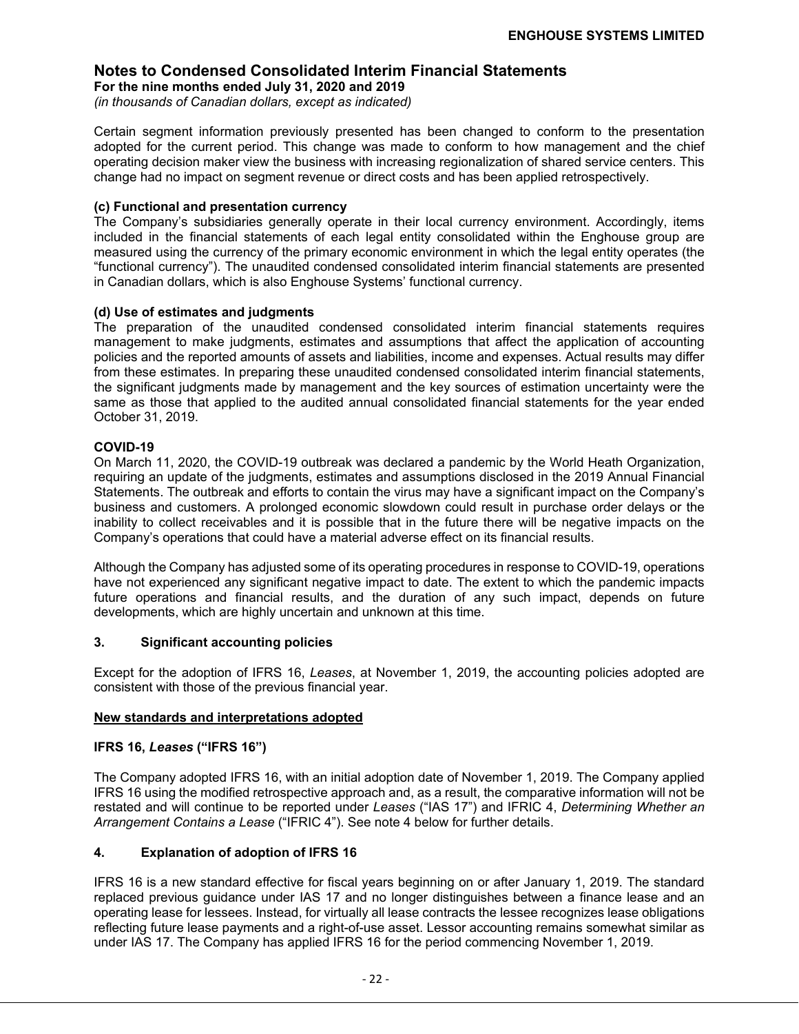# Notes to Condensed Consolidated Interim Financial Statements

**For the nine months ended July 31, 2020 and 2019**

*(in thousands of Canadian dollars, except as indicated)*

Certain segment information previously presented has been changed to conform to the presentation adopted for the current period. This change was made to conform to how management and the chief operating decision maker view the business with increasing regionalization of shared service centers. This change had no impact on segment revenue or direct costs and has been applied retrospectively.

**(c) Functional and presentation currency**

The Company's subsidiaries generally operate in their local currency environment. Accordingly, items included in the financial statements of each legal entity consolidated within the Enghouse group are measured using the currency of the primary economic environment in which the legal entity operates (the "functional currency"). The unaudited condensed consolidated interim financial statements are presented in Canadian dollars, which is also Enghouse Systems' functional currency.

**(d) Use of estimates and judgments**

The preparation of the unaudited condensed consolidated interim financial statements requires management to make judgments, estimates and assumptions that affect the application of accounting policies and the reported amounts of assets and liabilities, income and expenses. Actual results may differ from these estimates. In preparing these unaudited condensed consolidated interim financial statements, the significant judgments made by management and the key sources of estimation uncertainty were the same as those that applied to the audited annual consolidated financial statements for the year ended October 31, 2019.

**COVID-19**

On March 11, 2020, the COVID-19 outbreak was declared a pandemic by the World Heath Organization, requiring an update of the judgments, estimates and assumptions disclosed in the 2019 Annual Financial Statements. The outbreak and efforts to contain the virus may have a significant impact on the Company's business and customers. A prolonged economic slowdown could result in purchase order delays or the inability to collect receivables and it is possible that in the future there will be negative impacts on the Company's operations that could have a material adverse effect on its financial results.

Although the Company has adjusted some of its operating procedures in response to COVID-19, operations have not experienced any significant negative impact to date. The extent to which the pandemic impacts future operations and financial results, and the duration of any such impact, depends on future developments, which are highly uncertain and unknown at this time.

## 3. Significant accounting policies

Except for the adoption of IFRS 16, *Leases*, at November 1, 2019, the accounting policies adopted are consistent with those of the previous financial year.

**New standards and interpretations adopted**

**IFRS 16, *Leases* ("IFRS 16")**

The Company adopted IFRS 16, with an initial adoption date of November 1, 2019. The Company applied IFRS 16 using the modified retrospective approach and, as a result, the comparative information will not be restated and will continue to be reported under *Leases* ("IAS 17") and IFRIC 4, *Determining Whether an Arrangement Contains a Lease* ("IFRIC 4"). See note 4 below for further details.

## 4. Explanation of adoption of IFRS 16

IFRS 16 is a new standard effective for fiscal years beginning on or after January 1, 2019. The standard replaced previous guidance under IAS 17 and no longer distinguishes between a finance lease and an operating lease for lessees. Instead, for virtually all lease contracts the lessee recognizes lease obligations reflecting future lease payments and a right-of-use asset. Lessor accounting remains somewhat similar as under IAS 17. The Company has applied IFRS 16 for the period commencing November 1, 2019.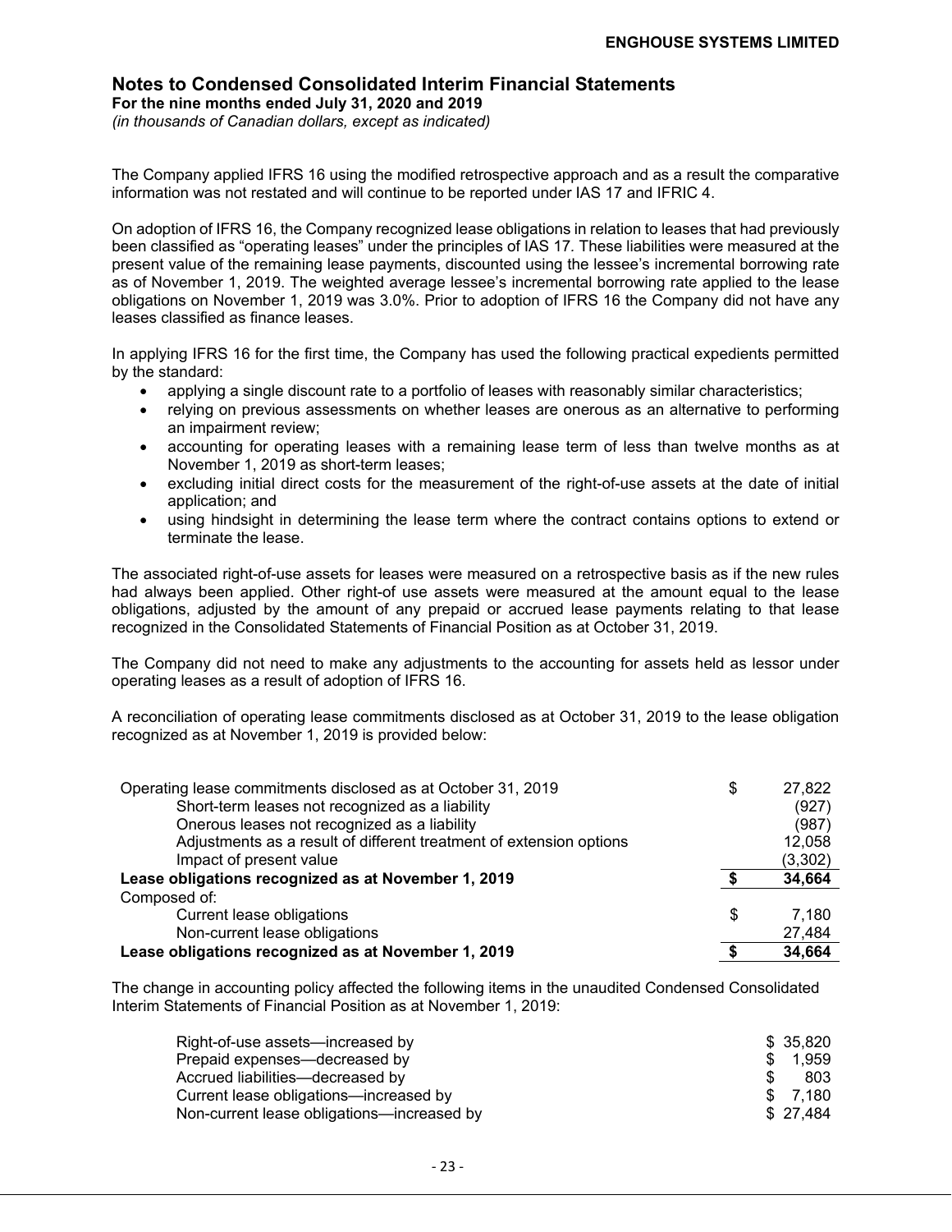# Notes to Condensed Consolidated Interim Financial Statements

**For the nine months ended July 31, 2020 and 2019**

*(in thousands of Canadian dollars, except as indicated)*

The Company applied IFRS 16 using the modified retrospective approach and as a result the comparative information was not restated and will continue to be reported under IAS 17 and IFRIC 4.

On adoption of IFRS 16, the Company recognized lease obligations in relation to leases that had previously been classified as "operating leases" under the principles of IAS 17. These liabilities were measured at the present value of the remaining lease payments, discounted using the lessee's incremental borrowing rate as of November 1, 2019. The weighted average lessee's incremental borrowing rate applied to the lease obligations on November 1, 2019 was 3.0%. Prior to adoption of IFRS 16 the Company did not have any leases classified as finance leases.

In applying IFRS 16 for the first time, the Company has used the following practical expedients permitted by the standard:

- applying a single discount rate to a portfolio of leases with reasonably similar characteristics;
- relying on previous assessments on whether leases are onerous as an alternative to performing an impairment review;
- accounting for operating leases with a remaining lease term of less than twelve months as at November 1, 2019 as short-term leases;
- excluding initial direct costs for the measurement of the right-of-use assets at the date of initial application; and
- using hindsight in determining the lease term where the contract contains options to extend or terminate the lease.

The associated right-of-use assets for leases were measured on a retrospective basis as if the new rules had always been applied. Other right-of use assets were measured at the amount equal to the lease obligations, adjusted by the amount of any prepaid or accrued lease payments relating to that lease recognized in the Consolidated Statements of Financial Position as at October 31, 2019.

The Company did not need to make any adjustments to the accounting for assets held as lessor under operating leases as a result of adoption of IFRS 16.

A reconciliation of operating lease commitments disclosed as at October 31, 2019 to the lease obligation recognized as at November 1, 2019 is provided below:

| | | |
|---|---|---|
| Operating lease commitments disclosed as at October 31, 2019 | $ | 27,822 |
| Short-term leases not recognized as a liability | | (927) |
| Onerous leases not recognized as a liability | | (987) |
| Adjustments as a result of different treatment of extension options | | 12,058 |
| Impact of present value | | (3,302) |
| **Lease obligations recognized as at November 1, 2019** | **$** | **34,664** |
| Composed of: | | |
| Current lease obligations | $ | 7,180 |
| Non-current lease obligations | | 27,484 |
| **Lease obligations recognized as at November 1, 2019** | **$** | **34,664** |

The change in accounting policy affected the following items in the unaudited Condensed Consolidated Interim Statements of Financial Position as at November 1, 2019:

| | |
|---|---|
| Right-of-use assets—increased by | $ 35,820 |
| Prepaid expenses—decreased by | $ 1,959 |
| Accrued liabilities—decreased by | $ 803 |
| Current lease obligations—increased by | $ 7,180 |
| Non-current lease obligations—increased by | $ 27,484 |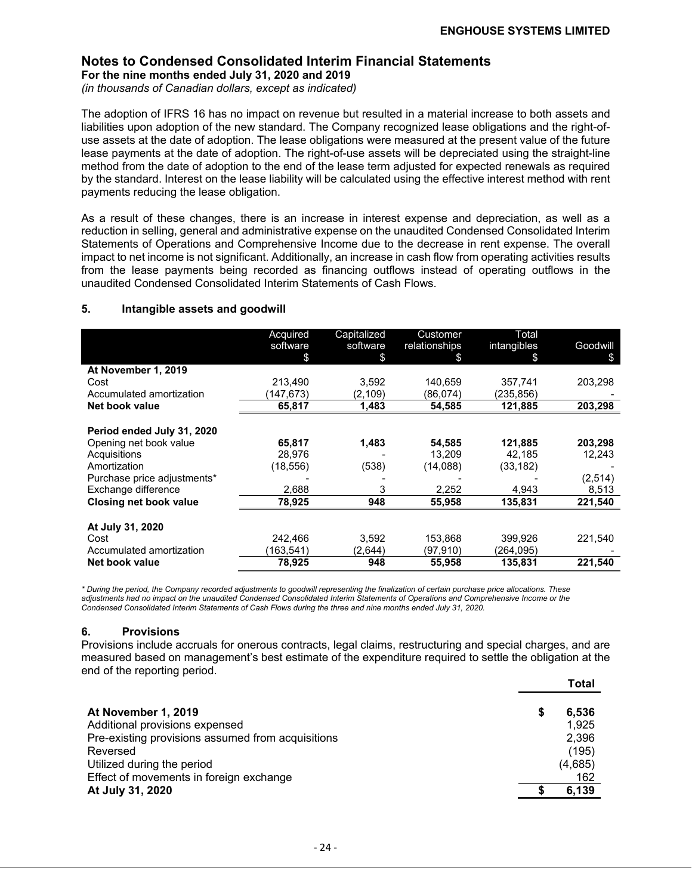The adoption of IFRS 16 has no impact on revenue but resulted in a material increase to both assets and liabilities upon adoption of the new standard. The Company recognized lease obligations and the right-of-use assets at the date of adoption. The lease obligations were measured at the present value of the future lease payments at the date of adoption. The right-of-use assets will be depreciated using the straight-line method from the date of adoption to the end of the lease term adjusted for expected renewals as required by the standard. Interest on the lease liability will be calculated using the effective interest method with rent payments reducing the lease obligation.

As a result of these changes, there is an increase in interest expense and depreciation, as well as a reduction in selling, general and administrative expense on the unaudited Condensed Consolidated Interim Statements of Operations and Comprehensive Income due to the decrease in rent expense. The overall impact to net income is not significant. Additionally, an increase in cash flow from operating activities results from the lease payments being recorded as financing outflows instead of operating outflows in the unaudited Condensed Consolidated Interim Statements of Cash Flows.

## 5. Intangible assets and goodwill

| | Acquired software $ | Capitalized software $ | Customer relationships $ | Total intangibles $ | Goodwill $ |
|---|---|---|---|---|---|
| **At November 1, 2019** | | | | | |
| Cost | 213,490 | 3,592 | 140,659 | 357,741 | 203,298 |
| Accumulated amortization | (147,673) | (2,109) | (86,074) | (235,856) | - |
| **Net book value** | **65,817** | **1,483** | **54,585** | **121,885** | **203,298** |
| | | | | | |
| **Period ended July 31, 2020** | | | | | |
| Opening net book value | **65,817** | **1,483** | **54,585** | **121,885** | **203,298** |
| Acquisitions | 28,976 | - | 13,209 | 42,185 | 12,243 |
| Amortization | (18,556) | (538) | (14,088) | (33,182) | - |
| Purchase price adjustments* | - | - | - | - | (2,514) |
| Exchange difference | 2,688 | 3 | 2,252 | 4,943 | 8,513 |
| **Closing net book value** | **78,925** | **948** | **55,958** | **135,831** | **221,540** |
| | | | | | |
| **At July 31, 2020** | | | | | |
| Cost | 242,466 | 3,592 | 153,868 | 399,926 | 221,540 |
| Accumulated amortization | (163,541) | (2,644) | (97,910) | (264,095) | - |
| **Net book value** | **78,925** | **948** | **55,958** | **135,831** | **221,540** |

*\* During the period, the Company recorded adjustments to goodwill representing the finalization of certain purchase price allocations. These adjustments had no impact on the unaudited Condensed Consolidated Interim Statements of Operations and Comprehensive Income or the Condensed Consolidated Interim Statements of Cash Flows during the three and nine months ended July 31, 2020.*

## 6. Provisions

Provisions include accruals for onerous contracts, legal claims, restructuring and special charges, and are measured based on management's best estimate of the expenditure required to settle the obligation at the end of the reporting period.

| | Total |
|---|---|
| **At November 1, 2019** | $ **6,536** |
| Additional provisions expensed | 1,925 |
| Pre-existing provisions assumed from acquisitions | 2,396 |
| Reversed | (195) |
| Utilized during the period | (4,685) |
| Effect of movements in foreign exchange | 162 |
| **At July 31, 2020** | $ **6,139** |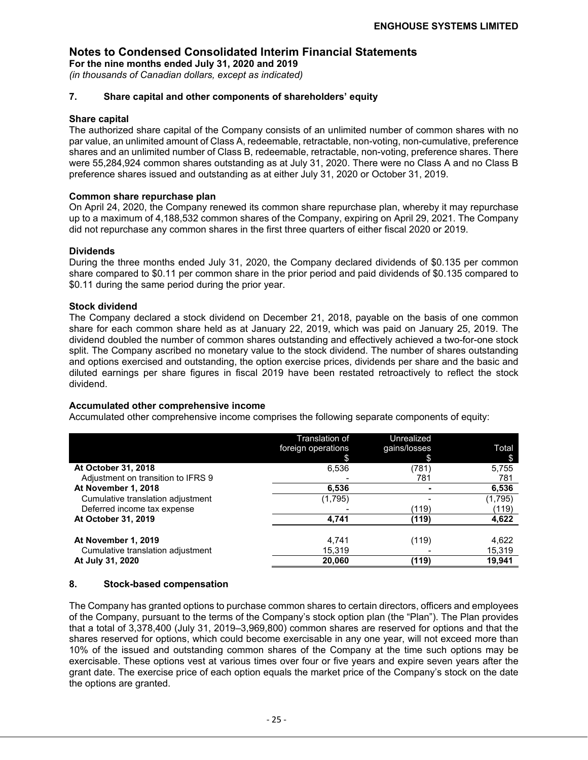# Notes to Condensed Consolidated Interim Financial Statements

**For the nine months ended July 31, 2020 and 2019**

*(in thousands of Canadian dollars, except as indicated)*

## 7. Share capital and other components of shareholders' equity

### Share capital

The authorized share capital of the Company consists of an unlimited number of common shares with no par value, an unlimited amount of Class A, redeemable, retractable, non-voting, non-cumulative, preference shares and an unlimited number of Class B, redeemable, retractable, non-voting, preference shares. There were 55,284,924 common shares outstanding as at July 31, 2020. There were no Class A and no Class B preference shares issued and outstanding as at either July 31, 2020 or October 31, 2019.

### Common share repurchase plan

On April 24, 2020, the Company renewed its common share repurchase plan, whereby it may repurchase up to a maximum of 4,188,532 common shares of the Company, expiring on April 29, 2021. The Company did not repurchase any common shares in the first three quarters of either fiscal 2020 or 2019.

### Dividends

During the three months ended July 31, 2020, the Company declared dividends of $0.135 per common share compared to $0.11 per common share in the prior period and paid dividends of $0.135 compared to $0.11 during the same period during the prior year.

### Stock dividend

The Company declared a stock dividend on December 21, 2018, payable on the basis of one common share for each common share held as at January 22, 2019, which was paid on January 25, 2019. The dividend doubled the number of common shares outstanding and effectively achieved a two-for-one stock split. The Company ascribed no monetary value to the stock dividend. The number of shares outstanding and options exercised and outstanding, the option exercise prices, dividends per share and the basic and diluted earnings per share figures in fiscal 2019 have been restated retroactively to reflect the stock dividend.

### Accumulated other comprehensive income

Accumulated other comprehensive income comprises the following separate components of equity:

| | Translation of foreign operations $ | Unrealized gains/losses $ | Total $ |
|---|---|---|---|
| **At October 31, 2018** | 6,536 | (781) | 5,755 |
| Adjustment on transition to IFRS 9 | - | 781 | 781 |
| **At November 1, 2018** | **6,536** | **-** | **6,536** |
| Cumulative translation adjustment | (1,795) | - | (1,795) |
| Deferred income tax expense | - | (119) | (119) |
| **At October 31, 2019** | **4,741** | **(119)** | **4,622** |
| | | | |
| **At November 1, 2019** | 4,741 | (119) | 4,622 |
| Cumulative translation adjustment | 15,319 | - | 15,319 |
| **At July 31, 2020** | **20,060** | **(119)** | **19,941** |

## 8. Stock-based compensation

The Company has granted options to purchase common shares to certain directors, officers and employees of the Company, pursuant to the terms of the Company's stock option plan (the "Plan"). The Plan provides that a total of 3,378,400 (July 31, 2019–3,969,800) common shares are reserved for options and that the shares reserved for options, which could become exercisable in any one year, will not exceed more than 10% of the issued and outstanding common shares of the Company at the time such options may be exercisable. These options vest at various times over four or five years and expire seven years after the grant date. The exercise price of each option equals the market price of the Company's stock on the date the options are granted.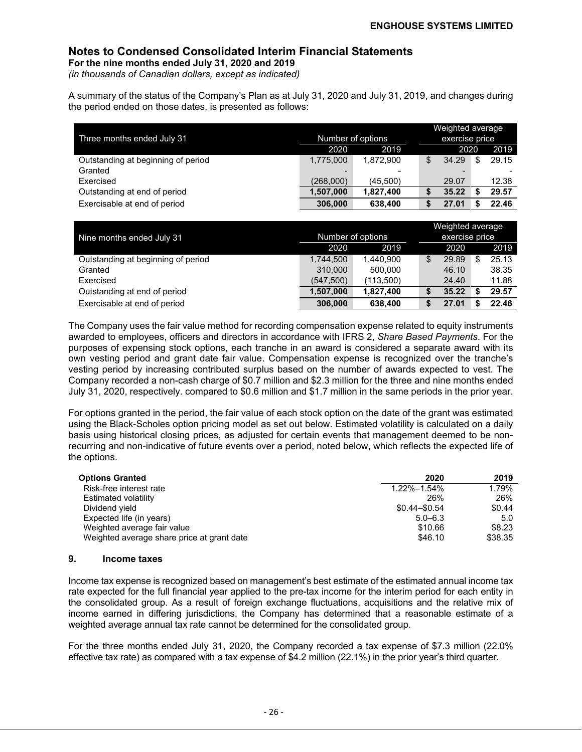## Notes to Condensed Consolidated Interim Financial Statements

**For the nine months ended July 31, 2020 and 2019**

*(in thousands of Canadian dollars, except as indicated)*

A summary of the status of the Company's Plan as at July 31, 2020 and July 31, 2019, and changes during the period ended on those dates, is presented as follows:

| Three months ended July 31 | Number of options | | Weighted average exercise price | |
|---|---|---|---|---|
| | 2020 | 2019 | 2020 | 2019 |
| Outstanding at beginning of period | 1,775,000 | 1,872,900 | $ 34.29 | $ 29.15 |
| Granted | - | - | - | - |
| Exercised | (268,000) | (45,500) | 29.07 | 12.38 |
| Outstanding at end of period | **1,507,000** | **1,827,400** | **$ 35.22** | **$ 29.57** |
| Exercisable at end of period | **306,000** | **638,400** | **$ 27.01** | **$ 22.46** |

| Nine months ended July 31 | Number of options | | Weighted average exercise price | |
|---|---|---|---|---|
| | 2020 | 2019 | 2020 | 2019 |
| Outstanding at beginning of period | 1,744,500 | 1,440,900 | $ 29.89 | $ 25.13 |
| Granted | 310,000 | 500,000 | 46.10 | 38.35 |
| Exercised | (547,500) | (113,500) | 24.40 | 11.88 |
| Outstanding at end of period | **1,507,000** | **1,827,400** | **$ 35.22** | **$ 29.57** |
| Exercisable at end of period | **306,000** | **638,400** | **$ 27.01** | **$ 22.46** |

The Company uses the fair value method for recording compensation expense related to equity instruments awarded to employees, officers and directors in accordance with IFRS 2, *Share Based Payments*. For the purposes of expensing stock options, each tranche in an award is considered a separate award with its own vesting period and grant date fair value. Compensation expense is recognized over the tranche's vesting period by increasing contributed surplus based on the number of awards expected to vest. The Company recorded a non-cash charge of $0.7 million and $2.3 million for the three and nine months ended July 31, 2020, respectively. compared to $0.6 million and $1.7 million in the same periods in the prior year.

For options granted in the period, the fair value of each stock option on the date of the grant was estimated using the Black-Scholes option pricing model as set out below. Estimated volatility is calculated on a daily basis using historical closing prices, as adjusted for certain events that management deemed to be non-recurring and non-indicative of future events over a period, noted below, which reflects the expected life of the options.

| Options Granted | 2020 | 2019 |
|---|---|---|
| Risk-free interest rate | 1.22%–1.54% | 1.79% |
| Estimated volatility | 26% | 26% |
| Dividend yield | $0.44–$0.54 | $0.44 |
| Expected life (in years) | 5.0–6.3 | 5.0 |
| Weighted average fair value | $10.66 | $8.23 |
| Weighted average share price at grant date | $46.10 | $38.35 |

### 9. Income taxes

Income tax expense is recognized based on management's best estimate of the estimated annual income tax rate expected for the full financial year applied to the pre-tax income for the interim period for each entity in the consolidated group. As a result of foreign exchange fluctuations, acquisitions and the relative mix of income earned in differing jurisdictions, the Company has determined that a reasonable estimate of a weighted average annual tax rate cannot be determined for the consolidated group.

For the three months ended July 31, 2020, the Company recorded a tax expense of $7.3 million (22.0% effective tax rate) as compared with a tax expense of $4.2 million (22.1%) in the prior year's third quarter.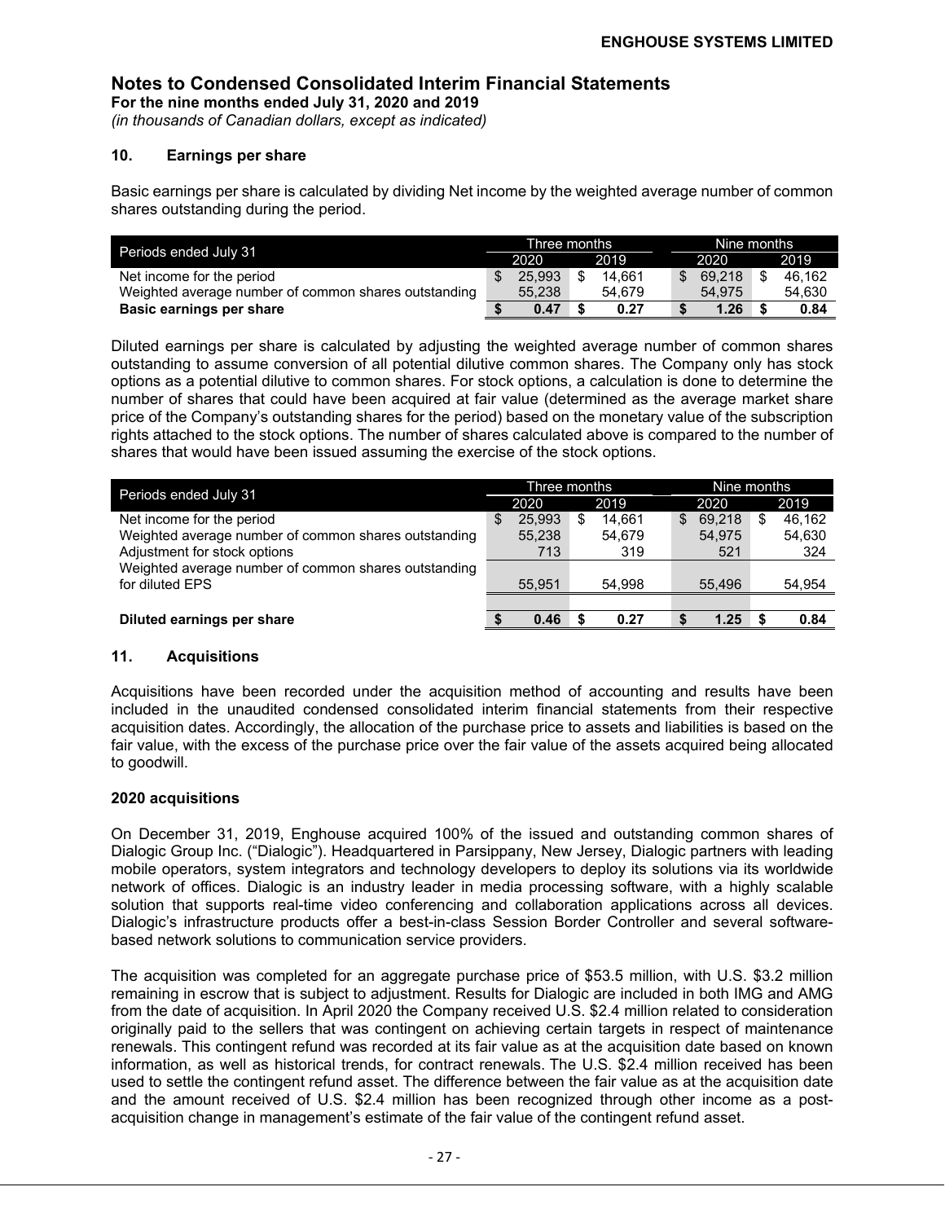## Notes to Condensed Consolidated Interim Financial Statements

**For the nine months ended July 31, 2020 and 2019**

*(in thousands of Canadian dollars, except as indicated)*

### 10. Earnings per share

Basic earnings per share is calculated by dividing Net income by the weighted average number of common shares outstanding during the period.

| Periods ended July 31 | Three months | | Nine months | |
|---|---|---|---|---|
| | 2020 | 2019 | 2020 | 2019 |
| Net income for the period | $ 25,993 | $ 14,661 | $ 69,218 | $ 46,162 |
| Weighted average number of common shares outstanding | 55,238 | 54,679 | 54,975 | 54,630 |
| **Basic earnings per share** | **$ 0.47** | **$ 0.27** | **$ 1.26** | **$ 0.84** |

Diluted earnings per share is calculated by adjusting the weighted average number of common shares outstanding to assume conversion of all potential dilutive common shares. The Company only has stock options as a potential dilutive to common shares. For stock options, a calculation is done to determine the number of shares that could have been acquired at fair value (determined as the average market share price of the Company's outstanding shares for the period) based on the monetary value of the subscription rights attached to the stock options. The number of shares calculated above is compared to the number of shares that would have been issued assuming the exercise of the stock options.

| Periods ended July 31 | Three months | | Nine months | |
|---|---|---|---|---|
| | 2020 | 2019 | 2020 | 2019 |
| Net income for the period | $ 25,993 | $ 14,661 | $ 69,218 | $ 46,162 |
| Weighted average number of common shares outstanding | 55,238 | 54,679 | 54,975 | 54,630 |
| Adjustment for stock options | 713 | 319 | 521 | 324 |
| Weighted average number of common shares outstanding for diluted EPS | 55,951 | 54,998 | 55,496 | 54,954 |
| **Diluted earnings per share** | **$ 0.46** | **$ 0.27** | **$ 1.25** | **$ 0.84** |

### 11. Acquisitions

Acquisitions have been recorded under the acquisition method of accounting and results have been included in the unaudited condensed consolidated interim financial statements from their respective acquisition dates. Accordingly, the allocation of the purchase price to assets and liabilities is based on the fair value, with the excess of the purchase price over the fair value of the assets acquired being allocated to goodwill.

**2020 acquisitions**

On December 31, 2019, Enghouse acquired 100% of the issued and outstanding common shares of Dialogic Group Inc. ("Dialogic"). Headquartered in Parsippany, New Jersey, Dialogic partners with leading mobile operators, system integrators and technology developers to deploy its solutions via its worldwide network of offices. Dialogic is an industry leader in media processing software, with a highly scalable solution that supports real-time video conferencing and collaboration applications across all devices. Dialogic's infrastructure products offer a best-in-class Session Border Controller and several software-based network solutions to communication service providers.

The acquisition was completed for an aggregate purchase price of $53.5 million, with U.S. $3.2 million remaining in escrow that is subject to adjustment. Results for Dialogic are included in both IMG and AMG from the date of acquisition. In April 2020 the Company received U.S. $2.4 million related to consideration originally paid to the sellers that was contingent on achieving certain targets in respect of maintenance renewals. This contingent refund was recorded at its fair value as at the acquisition date based on known information, as well as historical trends, for contract renewals. The U.S. $2.4 million received has been used to settle the contingent refund asset. The difference between the fair value as at the acquisition date and the amount received of U.S. $2.4 million has been recognized through other income as a post-acquisition change in management's estimate of the fair value of the contingent refund asset.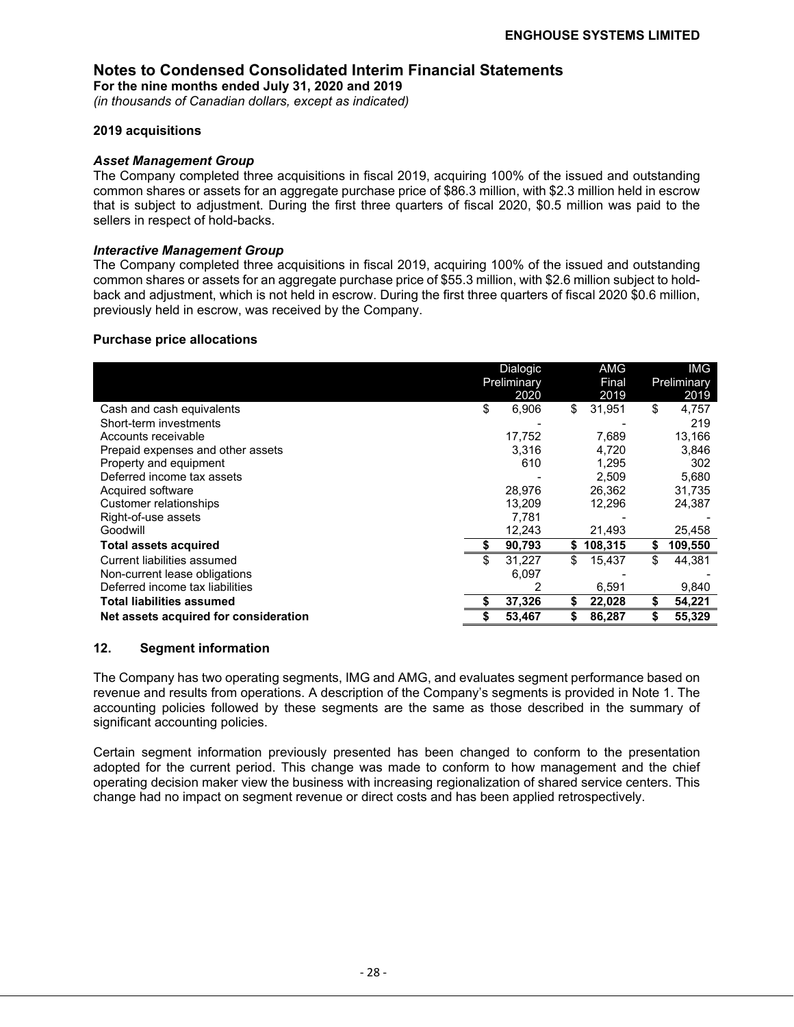# Notes to Condensed Consolidated Interim Financial Statements

**For the nine months ended July 31, 2020 and 2019**

*(in thousands of Canadian dollars, except as indicated)*

### 2019 acquisitions

***Asset Management Group***

The Company completed three acquisitions in fiscal 2019, acquiring 100% of the issued and outstanding common shares or assets for an aggregate purchase price of $86.3 million, with $2.3 million held in escrow that is subject to adjustment. During the first three quarters of fiscal 2020, $0.5 million was paid to the sellers in respect of hold-backs.

***Interactive Management Group***

The Company completed three acquisitions in fiscal 2019, acquiring 100% of the issued and outstanding common shares or assets for an aggregate purchase price of $55.3 million, with $2.6 million subject to hold-back and adjustment, which is not held in escrow. During the first three quarters of fiscal 2020 $0.6 million, previously held in escrow, was received by the Company.

### Purchase price allocations

| | Dialogic Preliminary 2020 | AMG Final 2019 | IMG Preliminary 2019 |
|---|---|---|---|
| Cash and cash equivalents | $ 6,906 | $ 31,951 | $ 4,757 |
| Short-term investments | - | - | 219 |
| Accounts receivable | 17,752 | 7,689 | 13,166 |
| Prepaid expenses and other assets | 3,316 | 4,720 | 3,846 |
| Property and equipment | 610 | 1,295 | 302 |
| Deferred income tax assets | - | 2,509 | 5,680 |
| Acquired software | 28,976 | 26,362 | 31,735 |
| Customer relationships | 13,209 | 12,296 | 24,387 |
| Right-of-use assets | 7,781 | - | - |
| Goodwill | 12,243 | 21,493 | 25,458 |
| **Total assets acquired** | **$ 90,793** | **$ 108,315** | **$ 109,550** |
| Current liabilities assumed | $ 31,227 | $ 15,437 | $ 44,381 |
| Non-current lease obligations | 6,097 | - | - |
| Deferred income tax liabilities | 2 | 6,591 | 9,840 |
| **Total liabilities assumed** | **$ 37,326** | **$ 22,028** | **$ 54,221** |
| **Net assets acquired for consideration** | **$ 53,467** | **$ 86,287** | **$ 55,329** |

## 12. Segment information

The Company has two operating segments, IMG and AMG, and evaluates segment performance based on revenue and results from operations. A description of the Company's segments is provided in Note 1. The accounting policies followed by these segments are the same as those described in the summary of significant accounting policies.

Certain segment information previously presented has been changed to conform to the presentation adopted for the current period. This change was made to conform to how management and the chief operating decision maker view the business with increasing regionalization of shared service centers. This change had no impact on segment revenue or direct costs and has been applied retrospectively.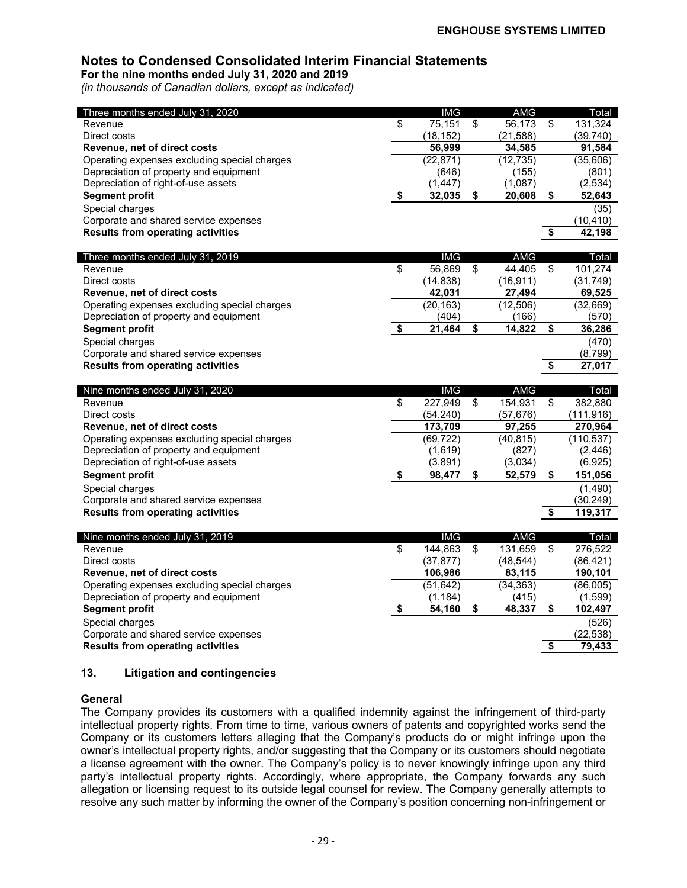## Notes to Condensed Consolidated Interim Financial Statements

**For the nine months ended July 31, 2020 and 2019**

*(in thousands of Canadian dollars, except as indicated)*

| Three months ended July 31, 2020 | IMG | AMG | Total |
|---|---|---|---|
| Revenue | $ 75,151 | $ 56,173 | $ 131,324 |
| Direct costs | (18,152) | (21,588) | (39,740) |
| **Revenue, net of direct costs** | **56,999** | **34,585** | **91,584** |
| Operating expenses excluding special charges | (22,871) | (12,735) | (35,606) |
| Depreciation of property and equipment | (646) | (155) | (801) |
| Depreciation of right-of-use assets | (1,447) | (1,087) | (2,534) |
| **Segment profit** | **$ 32,035** | **$ 20,608** | **$ 52,643** |
| Special charges | | | (35) |
| Corporate and shared service expenses | | | (10,410) |
| **Results from operating activities** | | | **$ 42,198** |

| Three months ended July 31, 2019 | IMG | AMG | Total |
|---|---|---|---|
| Revenue | $ 56,869 | $ 44,405 | $ 101,274 |
| Direct costs | (14,838) | (16,911) | (31,749) |
| **Revenue, net of direct costs** | **42,031** | **27,494** | **69,525** |
| Operating expenses excluding special charges | (20,163) | (12,506) | (32,669) |
| Depreciation of property and equipment | (404) | (166) | (570) |
| **Segment profit** | **$ 21,464** | **$ 14,822** | **$ 36,286** |
| Special charges | | | (470) |
| Corporate and shared service expenses | | | (8,799) |
| **Results from operating activities** | | | **$ 27,017** |

| Nine months ended July 31, 2020 | IMG | AMG | Total |
|---|---|---|---|
| Revenue | $ 227,949 | $ 154,931 | $ 382,880 |
| Direct costs | (54,240) | (57,676) | (111,916) |
| **Revenue, net of direct costs** | **173,709** | **97,255** | **270,964** |
| Operating expenses excluding special charges | (69,722) | (40,815) | (110,537) |
| Depreciation of property and equipment | (1,619) | (827) | (2,446) |
| Depreciation of right-of-use assets | (3,891) | (3,034) | (6,925) |
| **Segment profit** | **$ 98,477** | **$ 52,579** | **$ 151,056** |
| Special charges | | | (1,490) |
| Corporate and shared service expenses | | | (30,249) |
| **Results from operating activities** | | | **$ 119,317** |

| Nine months ended July 31, 2019 | IMG | AMG | Total |
|---|---|---|---|
| Revenue | $ 144,863 | $ 131,659 | $ 276,522 |
| Direct costs | (37,877) | (48,544) | (86,421) |
| **Revenue, net of direct costs** | **106,986** | **83,115** | **190,101** |
| Operating expenses excluding special charges | (51,642) | (34,363) | (86,005) |
| Depreciation of property and equipment | (1,184) | (415) | (1,599) |
| **Segment profit** | **$ 54,160** | **$ 48,337** | **$ 102,497** |
| Special charges | | | (526) |
| Corporate and shared service expenses | | | (22,538) |
| **Results from operating activities** | | | **$ 79,433** |

### 13. Litigation and contingencies

**General**

The Company provides its customers with a qualified indemnity against the infringement of third-party intellectual property rights. From time to time, various owners of patents and copyrighted works send the Company or its customers letters alleging that the Company's products do or might infringe upon the owner's intellectual property rights, and/or suggesting that the Company or its customers should negotiate a license agreement with the owner. The Company's policy is to never knowingly infringe upon any third party's intellectual property rights. Accordingly, where appropriate, the Company forwards any such allegation or licensing request to its outside legal counsel for review. The Company generally attempts to resolve any such matter by informing the owner of the Company's position concerning non-infringement or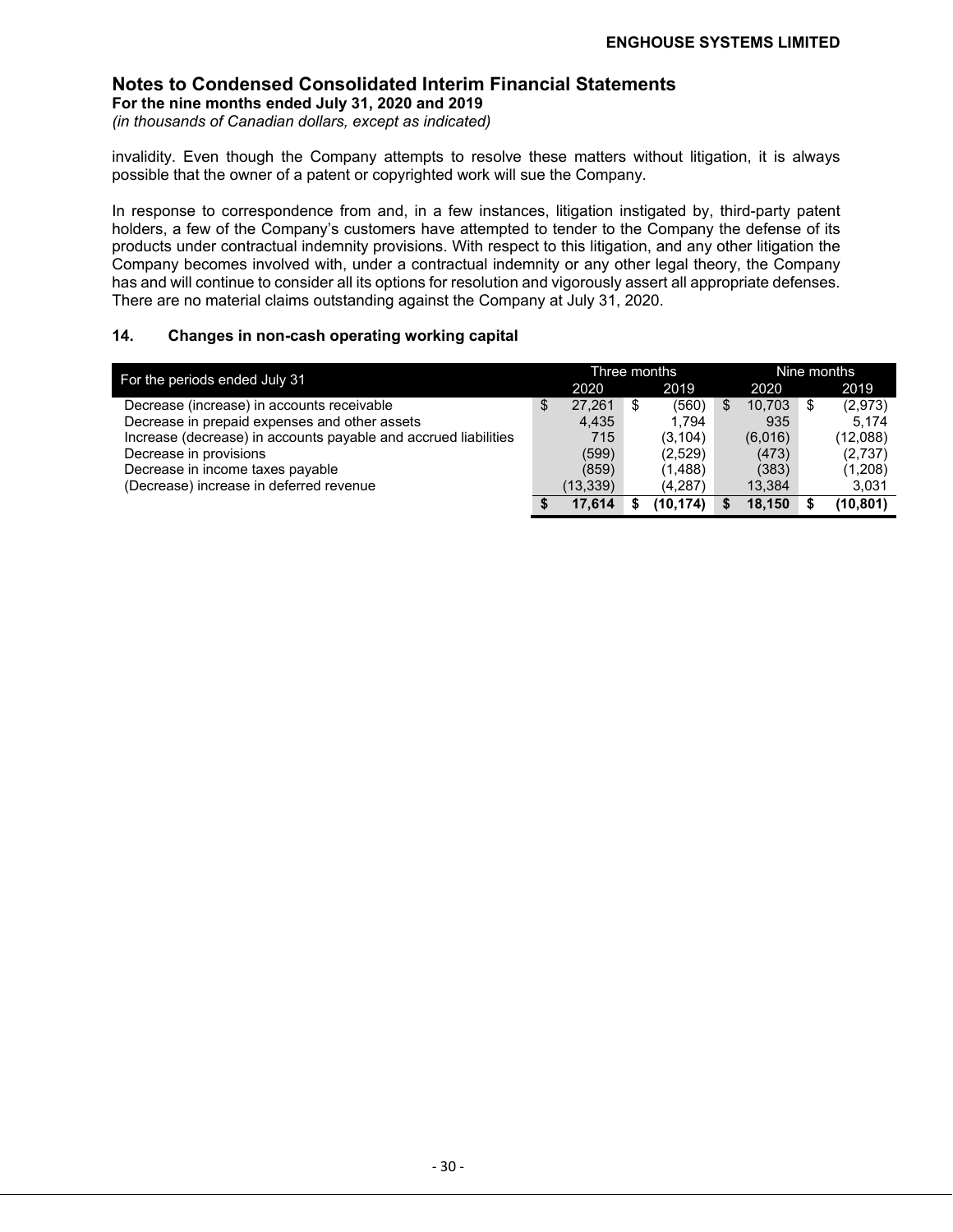invalidity. Even though the Company attempts to resolve these matters without litigation, it is always possible that the owner of a patent or copyrighted work will sue the Company.

In response to correspondence from and, in a few instances, litigation instigated by, third-party patent holders, a few of the Company's customers have attempted to tender to the Company the defense of its products under contractual indemnity provisions. With respect to this litigation, and any other litigation the Company becomes involved with, under a contractual indemnity or any other legal theory, the Company has and will continue to consider all its options for resolution and vigorously assert all appropriate defenses. There are no material claims outstanding against the Company at July 31, 2020.

## 14. Changes in non-cash operating working capital

| For the periods ended July 31 | Three months | | Nine months | |
|---|---|---|---|---|
| | 2020 | 2019 | 2020 | 2019 |
| Decrease (increase) in accounts receivable | $ 27,261 | $ (560) | $ 10,703 | $ (2,973) |
| Decrease in prepaid expenses and other assets | 4,435 | 1,794 | 935 | 5,174 |
| Increase (decrease) in accounts payable and accrued liabilities | 715 | (3,104) | (6,016) | (12,088) |
| Decrease in provisions | (599) | (2,529) | (473) | (2,737) |
| Decrease in income taxes payable | (859) | (1,488) | (383) | (1,208) |
| (Decrease) increase in deferred revenue | (13,339) | (4,287) | 13,384 | 3,031 |
| | **$ 17,614** | **$ (10,174)** | **$ 18,150** | **$ (10,801)** |